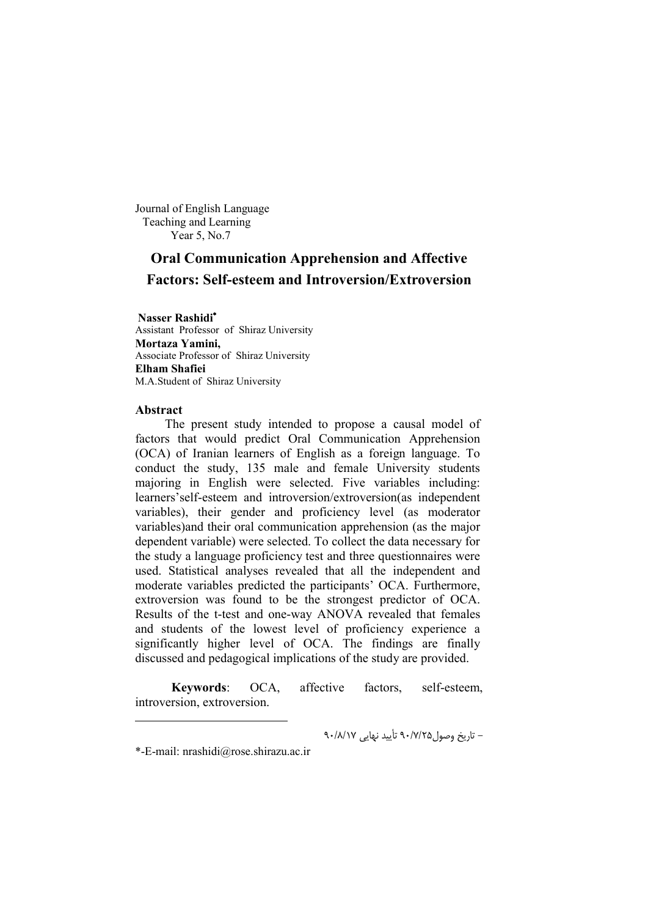Journal of English Language Teaching and Learning
Year 5, No.7

# Oral Communication Apprehension and Affective Factors: Self-esteem and Introversion/Extroversion

**Nasser Rashidi***
Assistant Professor of Shiraz University
**Mortaza Yamini,**
Associate Professor of Shiraz University
**Elham Shafiei**
M.A.Student of Shiraz University

## Abstract

The present study intended to propose a causal model of factors that would predict Oral Communication Apprehension (OCA) of Iranian learners of English as a foreign language. To conduct the study, 135 male and female University students majoring in English were selected. Five variables including: learners'self-esteem and introversion/extroversion(as independent variables), their gender and proficiency level (as moderator variables)and their oral communication apprehension (as the major dependent variable) were selected. To collect the data necessary for the study a language proficiency test and three questionnaires were used. Statistical analyses revealed that all the independent and moderate variables predicted the participants' OCA. Furthermore, extroversion was found to be the strongest predictor of OCA. Results of the t-test and one-way ANOVA revealed that females and students of the lowest level of proficiency experience a significantly higher level of OCA. The findings are finally discussed and pedagogical implications of the study are provided.

**Keywords**: OCA, affective factors, self-esteem, introversion, extroversion.

---

– تاریخ وصول۹۰/۷/۲۵ تأیید نهایی ۹۰/۸/۱۷

*-E-mail: nrashidi@rose.shirazu.ac.ir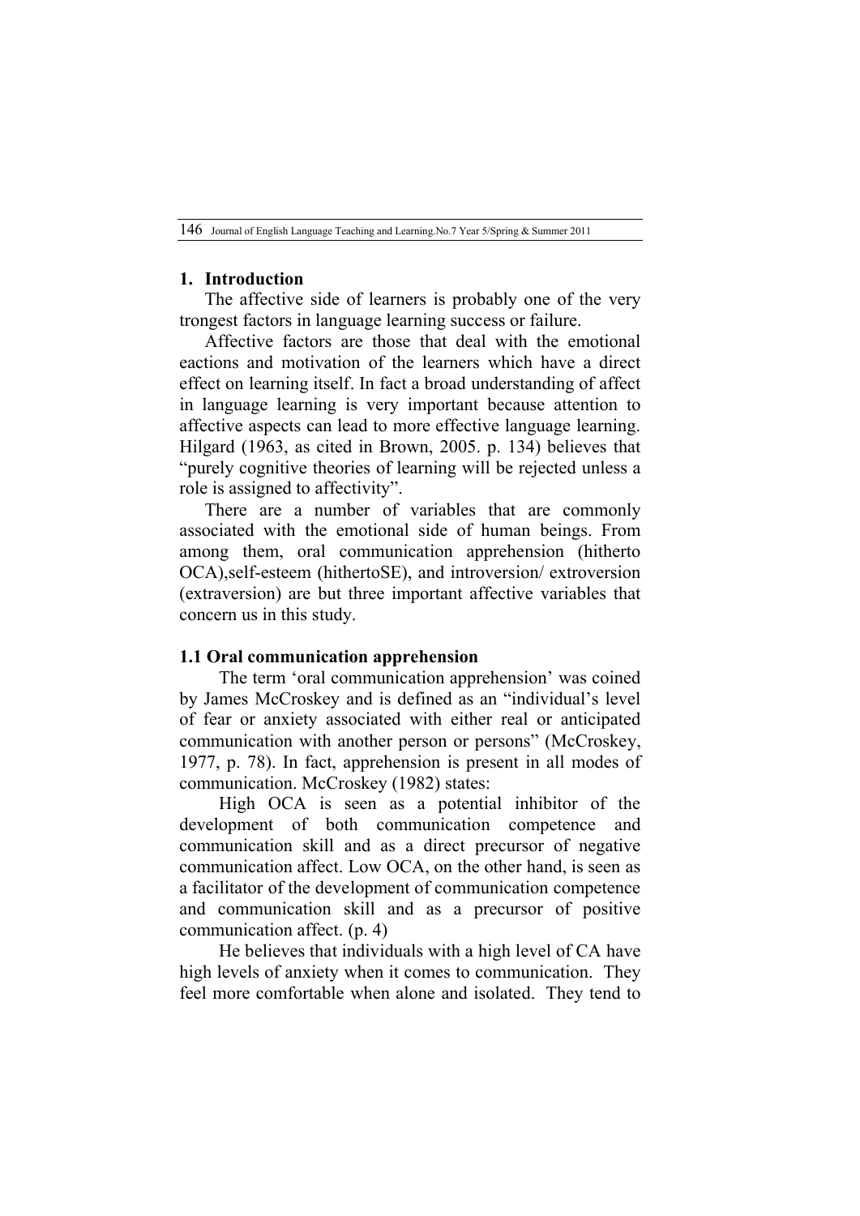## 1. Introduction

The affective side of learners is probably one of the very trongest factors in language learning success or failure.

Affective factors are those that deal with the emotional eactions and motivation of the learners which have a direct effect on learning itself. In fact a broad understanding of affect in language learning is very important because attention to affective aspects can lead to more effective language learning. Hilgard (1963, as cited in Brown, 2005. p. 134) believes that "purely cognitive theories of learning will be rejected unless a role is assigned to affectivity".

There are a number of variables that are commonly associated with the emotional side of human beings. From among them, oral communication apprehension (hitherto OCA),self-esteem (hithertoSE), and introversion/ extroversion (extraversion) are but three important affective variables that concern us in this study.

### 1.1 Oral communication apprehension

The term 'oral communication apprehension' was coined by James McCroskey and is defined as an "individual's level of fear or anxiety associated with either real or anticipated communication with another person or persons" (McCroskey, 1977, p. 78). In fact, apprehension is present in all modes of communication. McCroskey (1982) states:

> High OCA is seen as a potential inhibitor of the development of both communication competence and communication skill and as a direct precursor of negative communication affect. Low OCA, on the other hand, is seen as a facilitator of the development of communication competence and communication skill and as a precursor of positive communication affect. (p. 4)

He believes that individuals with a high level of CA have high levels of anxiety when it comes to communication. They feel more comfortable when alone and isolated. They tend to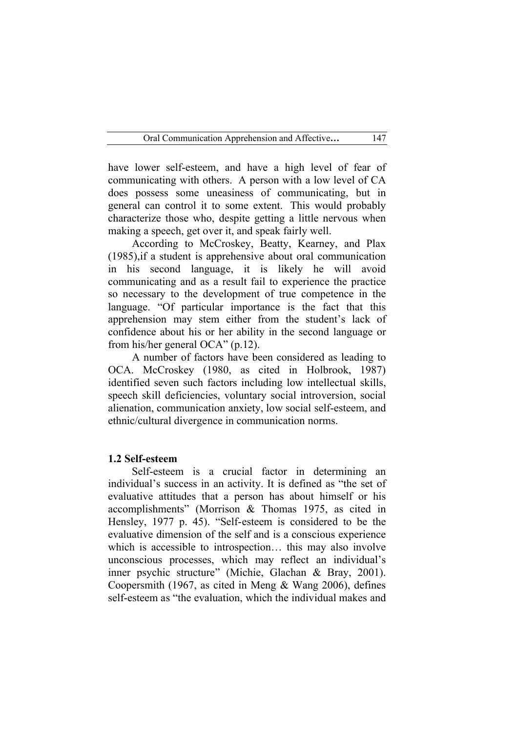have lower self-esteem, and have a high level of fear of communicating with others. A person with a low level of CA does possess some uneasiness of communicating, but in general can control it to some extent. This would probably characterize those who, despite getting a little nervous when making a speech, get over it, and speak fairly well.

According to McCroskey, Beatty, Kearney, and Plax (1985),if a student is apprehensive about oral communication in his second language, it is likely he will avoid communicating and as a result fail to experience the practice so necessary to the development of true competence in the language. "Of particular importance is the fact that this apprehension may stem either from the student's lack of confidence about his or her ability in the second language or from his/her general OCA" (p.12).

A number of factors have been considered as leading to OCA. McCroskey (1980, as cited in Holbrook, 1987) identified seven such factors including low intellectual skills, speech skill deficiencies, voluntary social introversion, social alienation, communication anxiety, low social self-esteem, and ethnic/cultural divergence in communication norms.

### 1.2 Self-esteem

Self-esteem is a crucial factor in determining an individual's success in an activity. It is defined as "the set of evaluative attitudes that a person has about himself or his accomplishments" (Morrison & Thomas 1975, as cited in Hensley, 1977 p. 45). "Self-esteem is considered to be the evaluative dimension of the self and is a conscious experience which is accessible to introspection… this may also involve unconscious processes, which may reflect an individual's inner psychic structure" (Michie, Glachan & Bray, 2001). Coopersmith (1967, as cited in Meng & Wang 2006), defines self-esteem as "the evaluation, which the individual makes and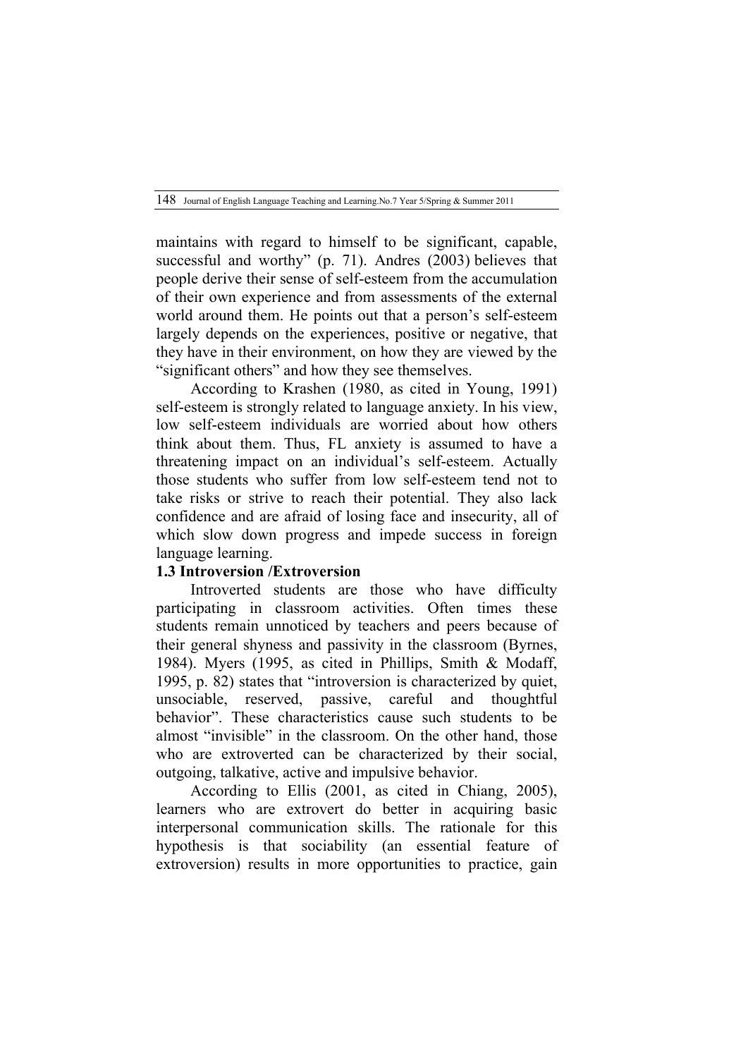maintains with regard to himself to be significant, capable, successful and worthy" (p. 71). Andres (2003) believes that people derive their sense of self-esteem from the accumulation of their own experience and from assessments of the external world around them. He points out that a person's self-esteem largely depends on the experiences, positive or negative, that they have in their environment, on how they are viewed by the "significant others" and how they see themselves.

According to Krashen (1980, as cited in Young, 1991) self-esteem is strongly related to language anxiety. In his view, low self-esteem individuals are worried about how others think about them. Thus, FL anxiety is assumed to have a threatening impact on an individual's self-esteem. Actually those students who suffer from low self-esteem tend not to take risks or strive to reach their potential. They also lack confidence and are afraid of losing face and insecurity, all of which slow down progress and impede success in foreign language learning.

### 1.3 Introversion /Extroversion

Introverted students are those who have difficulty participating in classroom activities. Often times these students remain unnoticed by teachers and peers because of their general shyness and passivity in the classroom (Byrnes, 1984). Myers (1995, as cited in Phillips, Smith & Modaff, 1995, p. 82) states that "introversion is characterized by quiet, unsociable, reserved, passive, careful and thoughtful behavior". These characteristics cause such students to be almost "invisible" in the classroom. On the other hand, those who are extroverted can be characterized by their social, outgoing, talkative, active and impulsive behavior.

According to Ellis (2001, as cited in Chiang, 2005), learners who are extrovert do better in acquiring basic interpersonal communication skills. The rationale for this hypothesis is that sociability (an essential feature of extroversion) results in more opportunities to practice, gain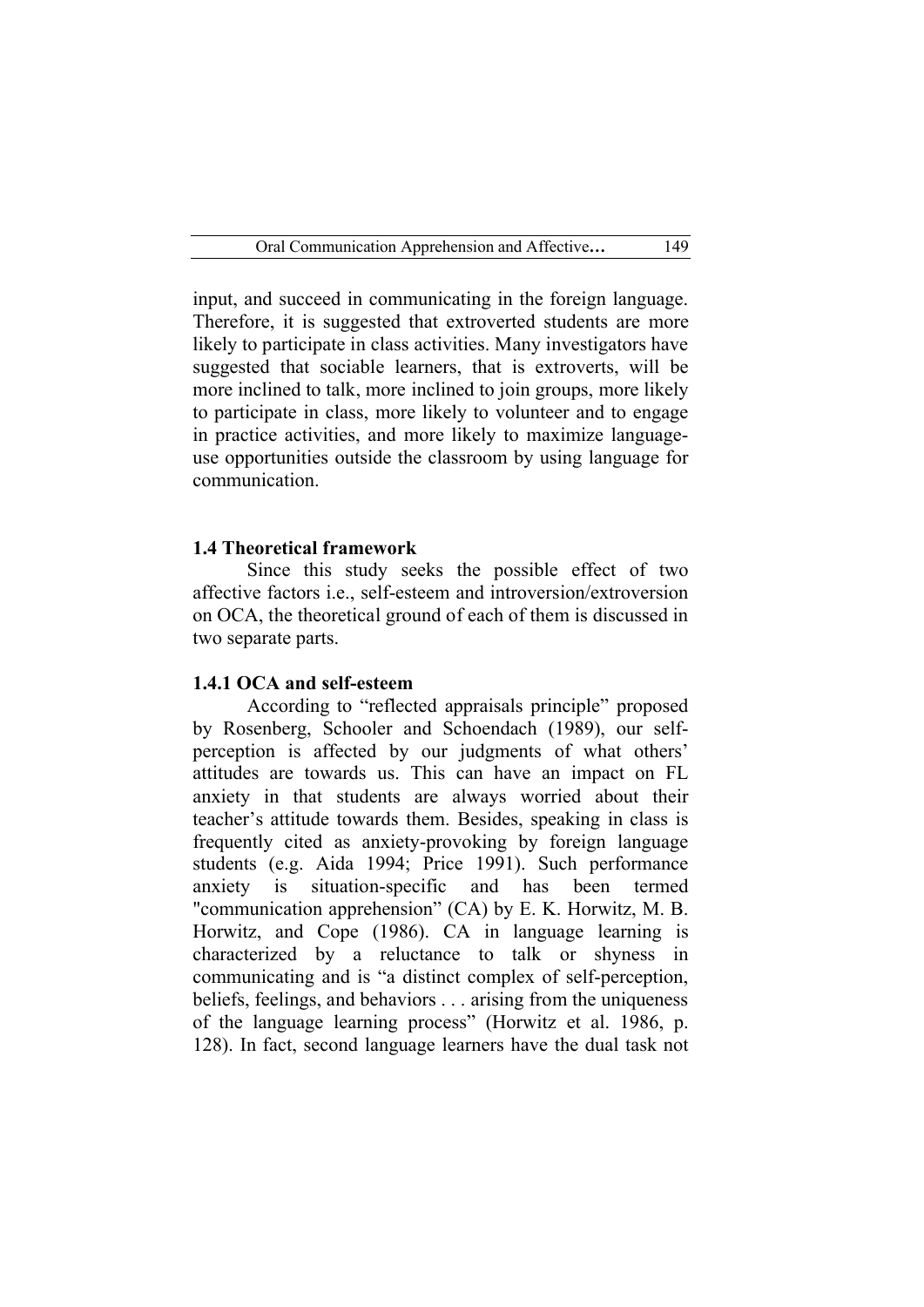input, and succeed in communicating in the foreign language. Therefore, it is suggested that extroverted students are more likely to participate in class activities. Many investigators have suggested that sociable learners, that is extroverts, will be more inclined to talk, more inclined to join groups, more likely to participate in class, more likely to volunteer and to engage in practice activities, and more likely to maximize language-use opportunities outside the classroom by using language for communication.

### 1.4 Theoretical framework

Since this study seeks the possible effect of two affective factors i.e., self-esteem and introversion/extroversion on OCA, the theoretical ground of each of them is discussed in two separate parts.

#### 1.4.1 OCA and self-esteem

According to "reflected appraisals principle" proposed by Rosenberg, Schooler and Schoendach (1989), our self-perception is affected by our judgments of what others' attitudes are towards us. This can have an impact on FL anxiety in that students are always worried about their teacher's attitude towards them. Besides, speaking in class is frequently cited as anxiety-provoking by foreign language students (e.g. Aida 1994; Price 1991). Such performance anxiety is situation-specific and has been termed "communication apprehension" (CA) by E. K. Horwitz, M. B. Horwitz, and Cope (1986). CA in language learning is characterized by a reluctance to talk or shyness in communicating and is "a distinct complex of self-perception, beliefs, feelings, and behaviors . . . arising from the uniqueness of the language learning process" (Horwitz et al. 1986, p. 128). In fact, second language learners have the dual task not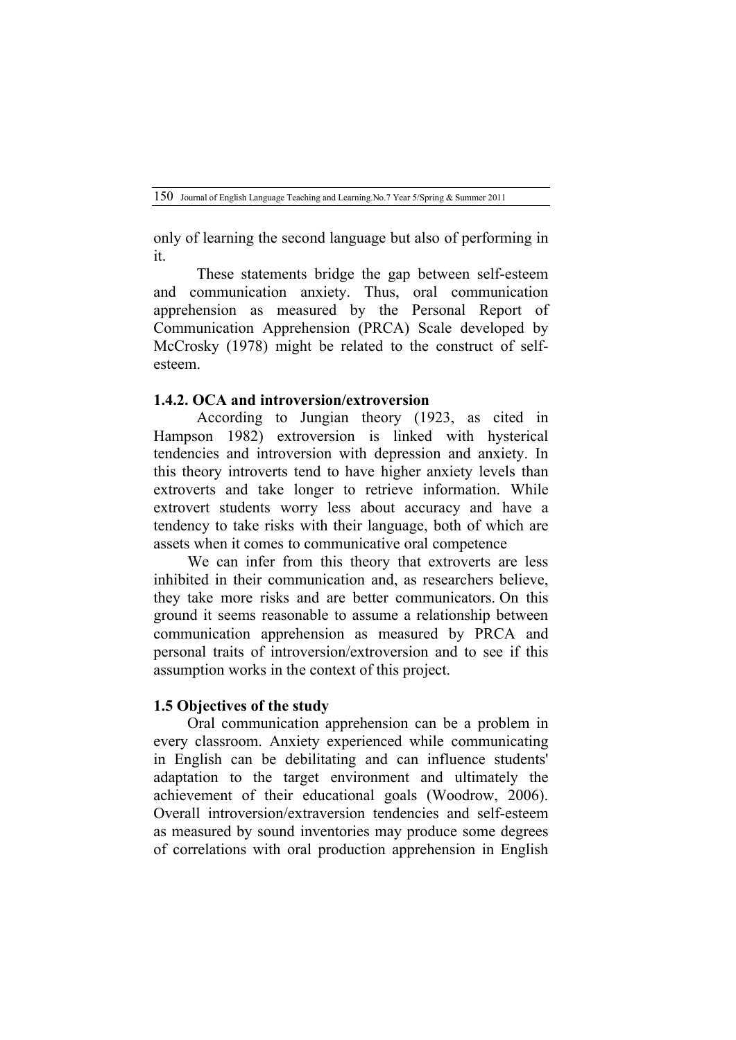only of learning the second language but also of performing in it.

These statements bridge the gap between self-esteem and communication anxiety. Thus, oral communication apprehension as measured by the Personal Report of Communication Apprehension (PRCA) Scale developed by McCrosky (1978) might be related to the construct of self-esteem.

### 1.4.2. OCA and introversion/extroversion

According to Jungian theory (1923, as cited in Hampson 1982) extroversion is linked with hysterical tendencies and introversion with depression and anxiety. In this theory introverts tend to have higher anxiety levels than extroverts and take longer to retrieve information. While extrovert students worry less about accuracy and have a tendency to take risks with their language, both of which are assets when it comes to communicative oral competence

We can infer from this theory that extroverts are less inhibited in their communication and, as researchers believe, they take more risks and are better communicators. On this ground it seems reasonable to assume a relationship between communication apprehension as measured by PRCA and personal traits of introversion/extroversion and to see if this assumption works in the context of this project.

### 1.5 Objectives of the study

Oral communication apprehension can be a problem in every classroom. Anxiety experienced while communicating in English can be debilitating and can influence students' adaptation to the target environment and ultimately the achievement of their educational goals (Woodrow, 2006). Overall introversion/extraversion tendencies and self-esteem as measured by sound inventories may produce some degrees of correlations with oral production apprehension in English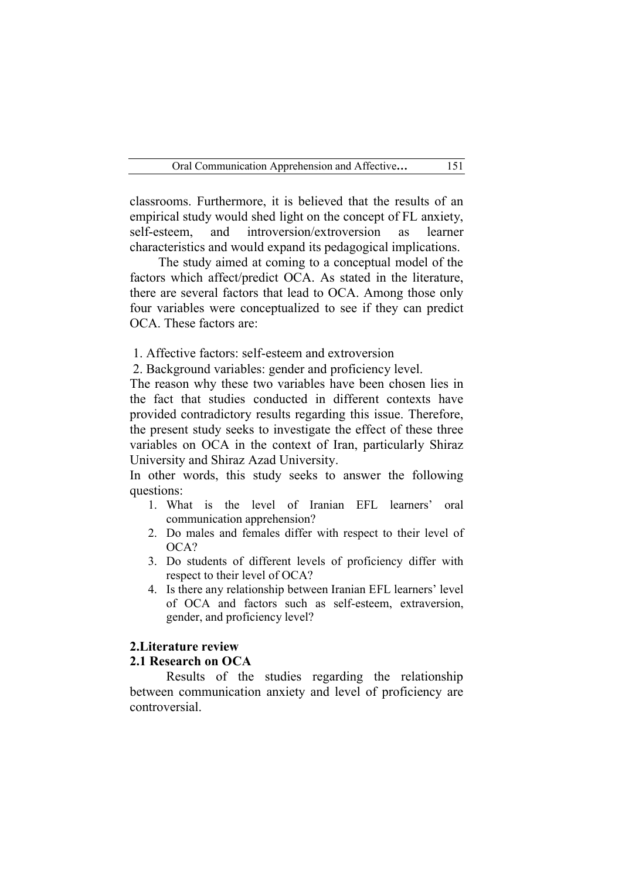classrooms. Furthermore, it is believed that the results of an empirical study would shed light on the concept of FL anxiety, self-esteem, and introversion/extroversion as learner characteristics and would expand its pedagogical implications.

The study aimed at coming to a conceptual model of the factors which affect/predict OCA. As stated in the literature, there are several factors that lead to OCA. Among those only four variables were conceptualized to see if they can predict OCA. These factors are:

1. Affective factors: self-esteem and extroversion
2. Background variables: gender and proficiency level.

The reason why these two variables have been chosen lies in the fact that studies conducted in different contexts have provided contradictory results regarding this issue. Therefore, the present study seeks to investigate the effect of these three variables on OCA in the context of Iran, particularly Shiraz University and Shiraz Azad University.

In other words, this study seeks to answer the following questions:

1. What is the level of Iranian EFL learners' oral communication apprehension?
2. Do males and females differ with respect to their level of OCA?
3. Do students of different levels of proficiency differ with respect to their level of OCA?
4. Is there any relationship between Iranian EFL learners' level of OCA and factors such as self-esteem, extraversion, gender, and proficiency level?

## 2.Literature review

### 2.1 Research on OCA

Results of the studies regarding the relationship between communication anxiety and level of proficiency are controversial.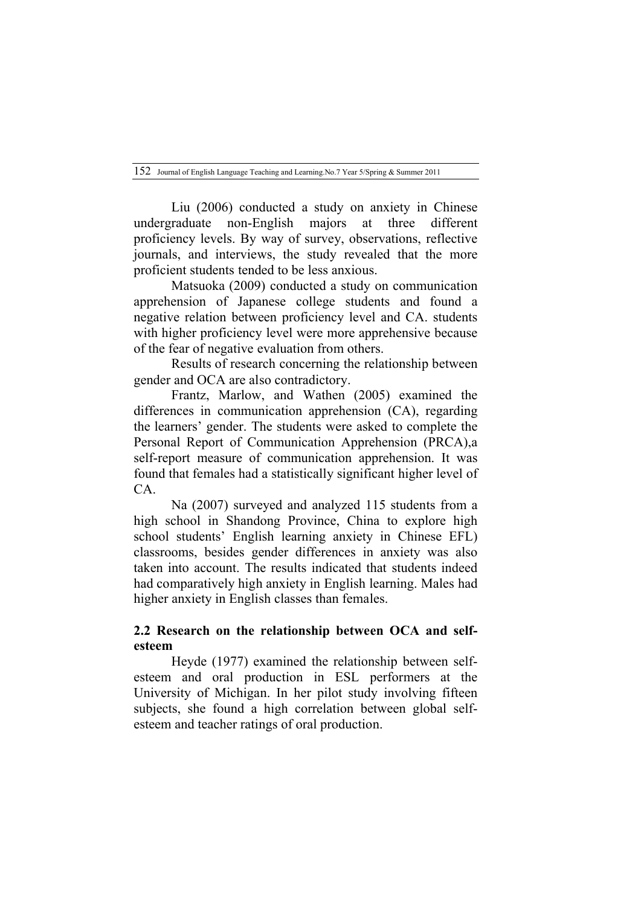Liu (2006) conducted a study on anxiety in Chinese undergraduate non-English majors at three different proficiency levels. By way of survey, observations, reflective journals, and interviews, the study revealed that the more proficient students tended to be less anxious.

Matsuoka (2009) conducted a study on communication apprehension of Japanese college students and found a negative relation between proficiency level and CA. students with higher proficiency level were more apprehensive because of the fear of negative evaluation from others.

Results of research concerning the relationship between gender and OCA are also contradictory.

Frantz, Marlow, and Wathen (2005) examined the differences in communication apprehension (CA), regarding the learners' gender. The students were asked to complete the Personal Report of Communication Apprehension (PRCA),a self-report measure of communication apprehension. It was found that females had a statistically significant higher level of CA.

Na (2007) surveyed and analyzed 115 students from a high school in Shandong Province, China to explore high school students' English learning anxiety in Chinese EFL) classrooms, besides gender differences in anxiety was also taken into account. The results indicated that students indeed had comparatively high anxiety in English learning. Males had higher anxiety in English classes than females.

## 2.2 Research on the relationship between OCA and self-esteem

Heyde (1977) examined the relationship between self-esteem and oral production in ESL performers at the University of Michigan. In her pilot study involving fifteen subjects, she found a high correlation between global self-esteem and teacher ratings of oral production.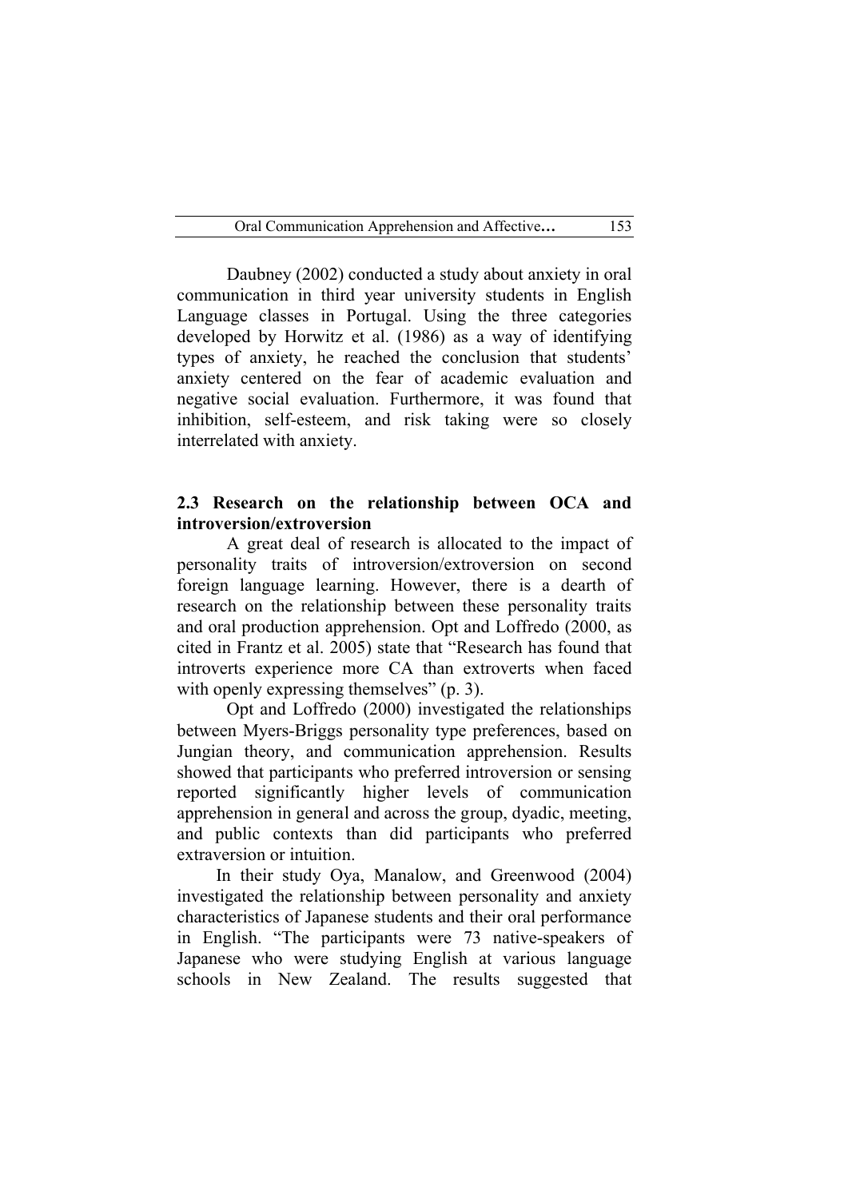Daubney (2002) conducted a study about anxiety in oral communication in third year university students in English Language classes in Portugal. Using the three categories developed by Horwitz et al. (1986) as a way of identifying types of anxiety, he reached the conclusion that students' anxiety centered on the fear of academic evaluation and negative social evaluation. Furthermore, it was found that inhibition, self-esteem, and risk taking were so closely interrelated with anxiety.

## 2.3 Research on the relationship between OCA and introversion/extroversion

A great deal of research is allocated to the impact of personality traits of introversion/extroversion on second foreign language learning. However, there is a dearth of research on the relationship between these personality traits and oral production apprehension. Opt and Loffredo (2000, as cited in Frantz et al. 2005) state that "Research has found that introverts experience more CA than extroverts when faced with openly expressing themselves" (p. 3).

Opt and Loffredo (2000) investigated the relationships between Myers-Briggs personality type preferences, based on Jungian theory, and communication apprehension. Results showed that participants who preferred introversion or sensing reported significantly higher levels of communication apprehension in general and across the group, dyadic, meeting, and public contexts than did participants who preferred extraversion or intuition.

In their study Oya, Manalow, and Greenwood (2004) investigated the relationship between personality and anxiety characteristics of Japanese students and their oral performance in English. "The participants were 73 native-speakers of Japanese who were studying English at various language schools in New Zealand. The results suggested that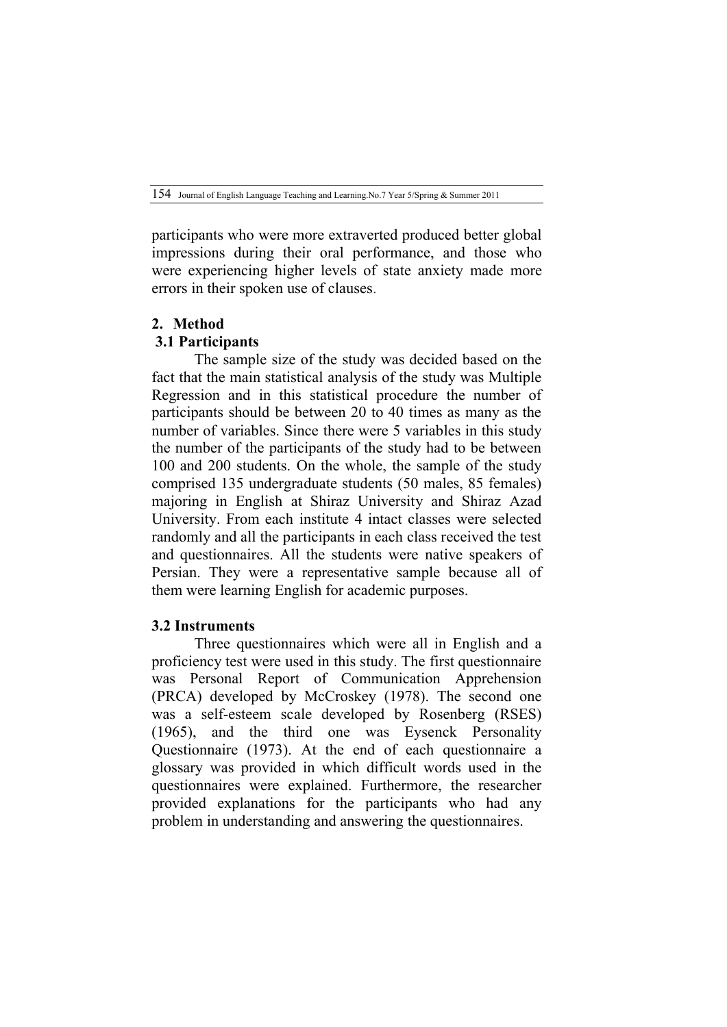participants who were more extraverted produced better global impressions during their oral performance, and those who were experiencing higher levels of state anxiety made more errors in their spoken use of clauses.

## 2. Method

### 3.1 Participants

The sample size of the study was decided based on the fact that the main statistical analysis of the study was Multiple Regression and in this statistical procedure the number of participants should be between 20 to 40 times as many as the number of variables. Since there were 5 variables in this study the number of the participants of the study had to be between 100 and 200 students. On the whole, the sample of the study comprised 135 undergraduate students (50 males, 85 females) majoring in English at Shiraz University and Shiraz Azad University. From each institute 4 intact classes were selected randomly and all the participants in each class received the test and questionnaires. All the students were native speakers of Persian. They were a representative sample because all of them were learning English for academic purposes.

### 3.2 Instruments

Three questionnaires which were all in English and a proficiency test were used in this study. The first questionnaire was Personal Report of Communication Apprehension (PRCA) developed by McCroskey (1978). The second one was a self-esteem scale developed by Rosenberg (RSES) (1965), and the third one was Eysenck Personality Questionnaire (1973). At the end of each questionnaire a glossary was provided in which difficult words used in the questionnaires were explained. Furthermore, the researcher provided explanations for the participants who had any problem in understanding and answering the questionnaires.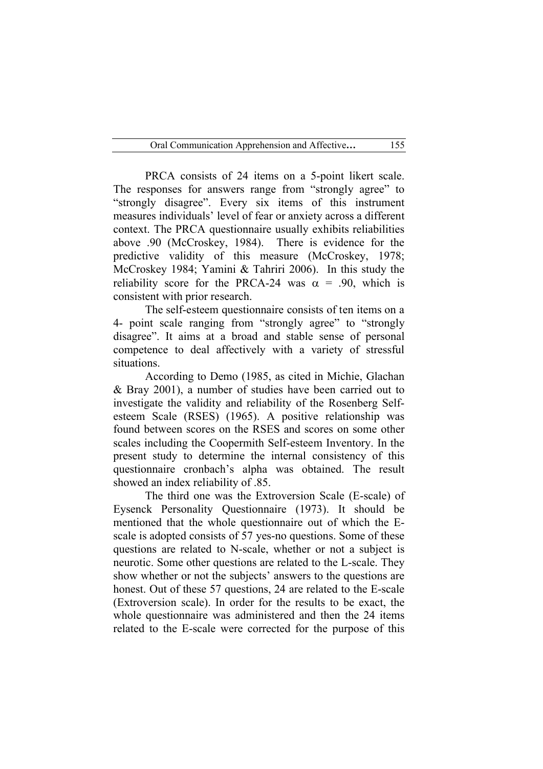PRCA consists of 24 items on a 5-point likert scale. The responses for answers range from "strongly agree" to "strongly disagree". Every six items of this instrument measures individuals' level of fear or anxiety across a different context. The PRCA questionnaire usually exhibits reliabilities above .90 (McCroskey, 1984). There is evidence for the predictive validity of this measure (McCroskey, 1978; McCroskey 1984; Yamini & Tahriri 2006). In this study the reliability score for the PRCA-24 was $\alpha$ = .90, which is consistent with prior research.

The self-esteem questionnaire consists of ten items on a 4- point scale ranging from "strongly agree" to "strongly disagree". It aims at a broad and stable sense of personal competence to deal affectively with a variety of stressful situations.

According to Demo (1985, as cited in Michie, Glachan & Bray 2001), a number of studies have been carried out to investigate the validity and reliability of the Rosenberg Self-esteem Scale (RSES) (1965). A positive relationship was found between scores on the RSES and scores on some other scales including the Coopermith Self-esteem Inventory. In the present study to determine the internal consistency of this questionnaire cronbach's alpha was obtained. The result showed an index reliability of .85.

The third one was the Extroversion Scale (E-scale) of Eysenck Personality Questionnaire (1973). It should be mentioned that the whole questionnaire out of which the E-scale is adopted consists of 57 yes-no questions. Some of these questions are related to N-scale, whether or not a subject is neurotic. Some other questions are related to the L-scale. They show whether or not the subjects' answers to the questions are honest. Out of these 57 questions, 24 are related to the E-scale (Extroversion scale). In order for the results to be exact, the whole questionnaire was administered and then the 24 items related to the E-scale were corrected for the purpose of this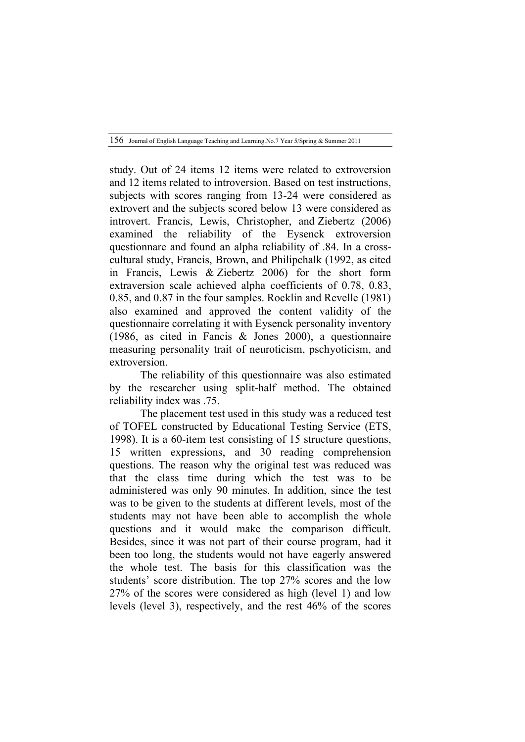study. Out of 24 items 12 items were related to extroversion and 12 items related to introversion. Based on test instructions, subjects with scores ranging from 13-24 were considered as extrovert and the subjects scored below 13 were considered as introvert. Francis, Lewis, Christopher, and Ziebertz (2006) examined the reliability of the Eysenck extroversion questionnare and found an alpha reliability of .84. In a cross-cultural study, Francis, Brown, and Philipchalk (1992, as cited in Francis, Lewis & Ziebertz 2006) for the short form extraversion scale achieved alpha coefficients of 0.78, 0.83, 0.85, and 0.87 in the four samples. Rocklin and Revelle (1981) also examined and approved the content validity of the questionnaire correlating it with Eysenck personality inventory (1986, as cited in Fancis & Jones 2000), a questionnaire measuring personality trait of neuroticism, pschyoticism, and extroversion.

The reliability of this questionnaire was also estimated by the researcher using split-half method. The obtained reliability index was .75.

The placement test used in this study was a reduced test of TOFEL constructed by Educational Testing Service (ETS, 1998). It is a 60-item test consisting of 15 structure questions, 15 written expressions, and 30 reading comprehension questions. The reason why the original test was reduced was that the class time during which the test was to be administered was only 90 minutes. In addition, since the test was to be given to the students at different levels, most of the students may not have been able to accomplish the whole questions and it would make the comparison difficult. Besides, since it was not part of their course program, had it been too long, the students would not have eagerly answered the whole test. The basis for this classification was the students' score distribution. The top 27% scores and the low 27% of the scores were considered as high (level 1) and low levels (level 3), respectively, and the rest 46% of the scores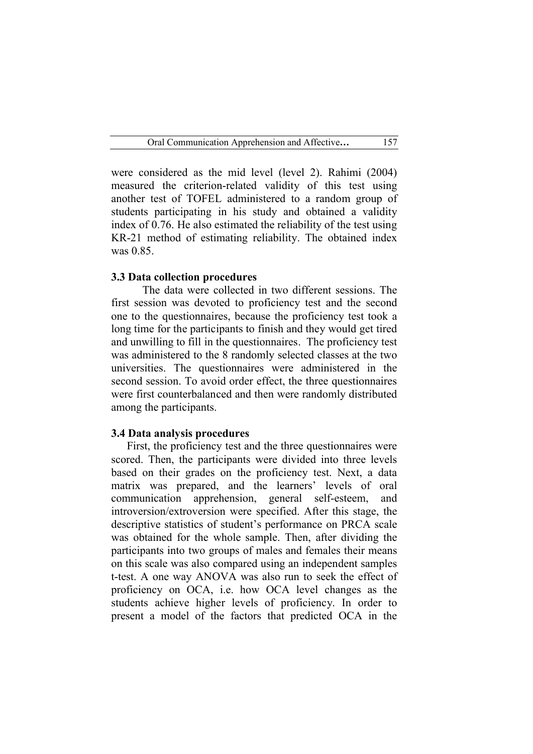were considered as the mid level (level 2). Rahimi (2004) measured the criterion-related validity of this test using another test of TOFEL administered to a random group of students participating in his study and obtained a validity index of 0.76. He also estimated the reliability of the test using KR-21 method of estimating reliability. The obtained index was 0.85.

### 3.3 Data collection procedures

The data were collected in two different sessions. The first session was devoted to proficiency test and the second one to the questionnaires, because the proficiency test took a long time for the participants to finish and they would get tired and unwilling to fill in the questionnaires. The proficiency test was administered to the 8 randomly selected classes at the two universities. The questionnaires were administered in the second session. To avoid order effect, the three questionnaires were first counterbalanced and then were randomly distributed among the participants.

### 3.4 Data analysis procedures

First, the proficiency test and the three questionnaires were scored. Then, the participants were divided into three levels based on their grades on the proficiency test. Next, a data matrix was prepared, and the learners' levels of oral communication apprehension, general self-esteem, and introversion/extroversion were specified. After this stage, the descriptive statistics of student's performance on PRCA scale was obtained for the whole sample. Then, after dividing the participants into two groups of males and females their means on this scale was also compared using an independent samples t-test. A one way ANOVA was also run to seek the effect of proficiency on OCA, i.e. how OCA level changes as the students achieve higher levels of proficiency. In order to present a model of the factors that predicted OCA in the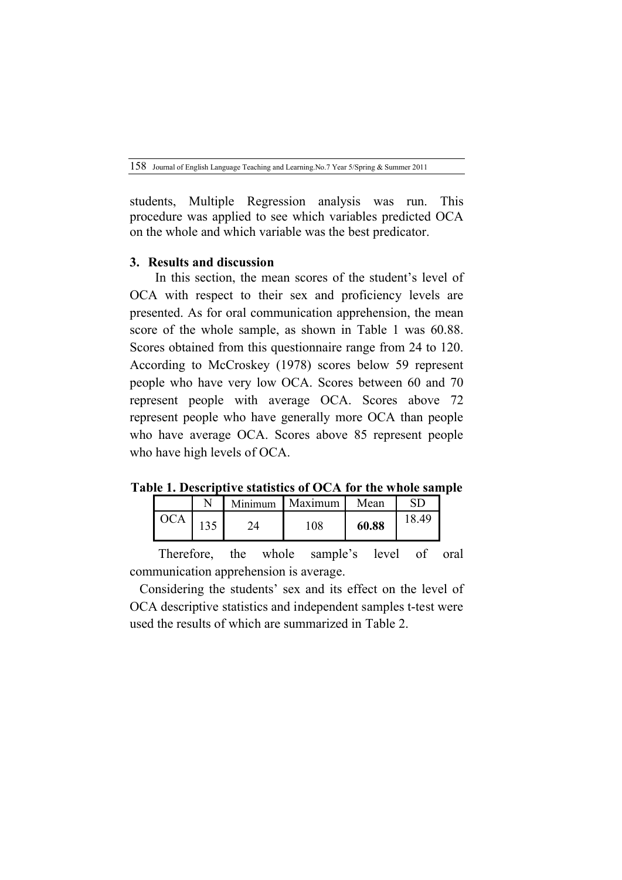students, Multiple Regression analysis was run. This procedure was applied to see which variables predicted OCA on the whole and which variable was the best predicator.

## 3. Results and discussion

In this section, the mean scores of the student's level of OCA with respect to their sex and proficiency levels are presented. As for oral communication apprehension, the mean score of the whole sample, as shown in Table 1 was 60.88. Scores obtained from this questionnaire range from 24 to 120. According to McCroskey (1978) scores below 59 represent people who have very low OCA. Scores between 60 and 70 represent people with average OCA. Scores above 72 represent people who have generally more OCA than people who have average OCA. Scores above 85 represent people who have high levels of OCA.

**Table 1. Descriptive statistics of OCA for the whole sample**

| | N | Minimum | Maximum | Mean | SD |
|---|---|---|---|---|---|
| OCA | 135 | 24 | 108 | **60.88** | 18.49 |

Therefore, the whole sample's level of oral communication apprehension is average.

Considering the students' sex and its effect on the level of OCA descriptive statistics and independent samples t-test were used the results of which are summarized in Table 2.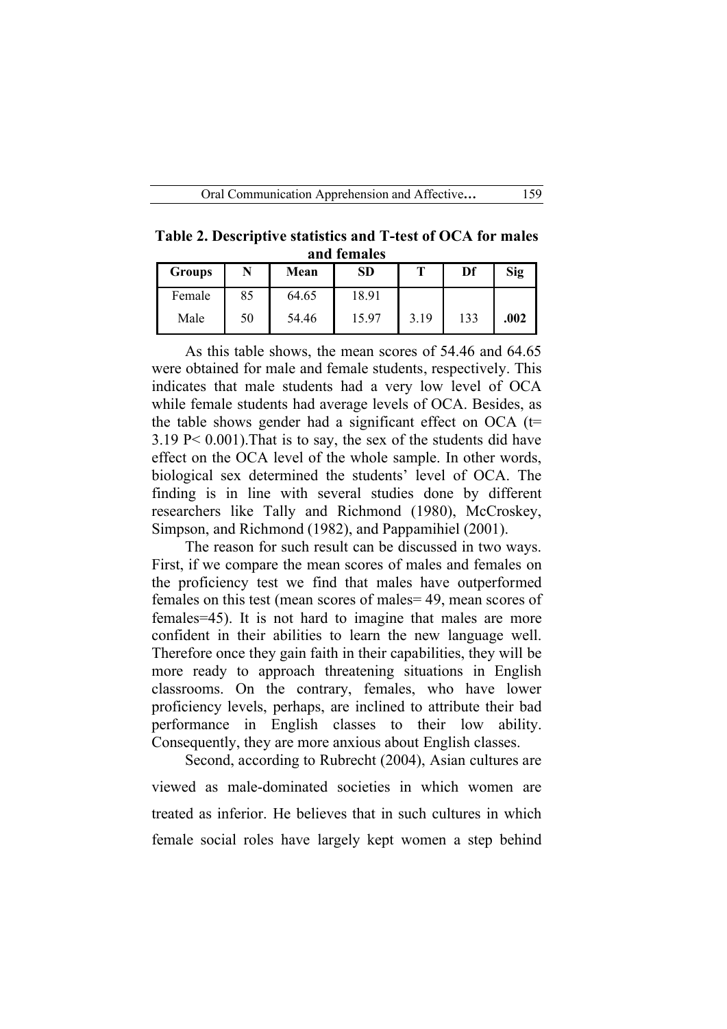**Table 2. Descriptive statistics and T-test of OCA for males and females**

| Groups | N | Mean | SD | T | Df | Sig |
|---|---|---|---|---|---|---|
| Female | 85 | 64.65 | 18.91 | | | |
| Male | 50 | 54.46 | 15.97 | 3.19 | 133 | **.002** |

As this table shows, the mean scores of 54.46 and 64.65 were obtained for male and female students, respectively. This indicates that male students had a very low level of OCA while female students had average levels of OCA. Besides, as the table shows gender had a significant effect on OCA ($t = 3.19$ $P < 0.001$).That is to say, the sex of the students did have effect on the OCA level of the whole sample. In other words, biological sex determined the students' level of OCA. The finding is in line with several studies done by different researchers like Tally and Richmond (1980), McCroskey, Simpson, and Richmond (1982), and Pappamihiel (2001).

The reason for such result can be discussed in two ways. First, if we compare the mean scores of males and females on the proficiency test we find that males have outperformed females on this test (mean scores of males= 49, mean scores of females=45). It is not hard to imagine that males are more confident in their abilities to learn the new language well. Therefore once they gain faith in their capabilities, they will be more ready to approach threatening situations in English classrooms. On the contrary, females, who have lower proficiency levels, perhaps, are inclined to attribute their bad performance in English classes to their low ability. Consequently, they are more anxious about English classes.

Second, according to Rubrecht (2004), Asian cultures are viewed as male-dominated societies in which women are treated as inferior. He believes that in such cultures in which female social roles have largely kept women a step behind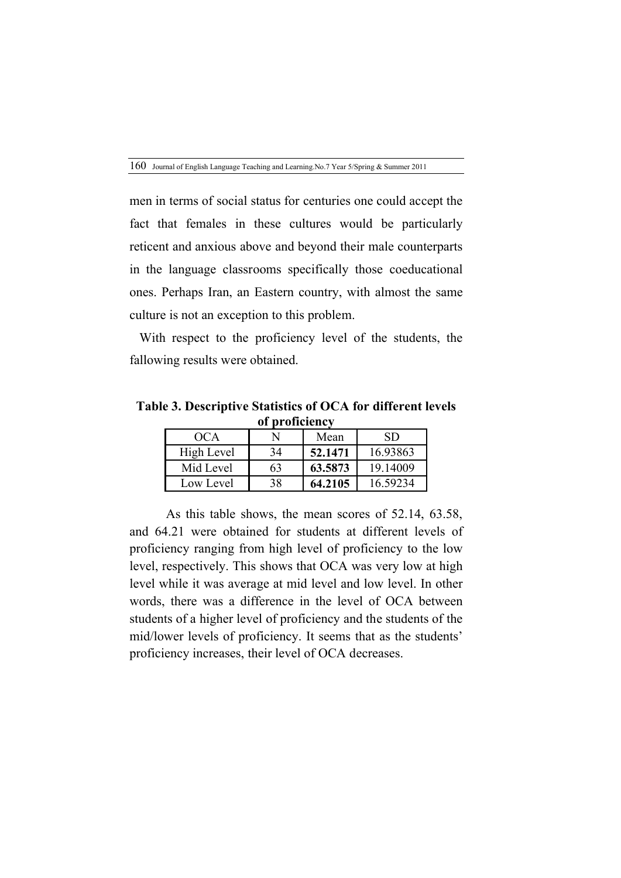men in terms of social status for centuries one could accept the fact that females in these cultures would be particularly reticent and anxious above and beyond their male counterparts in the language classrooms specifically those coeducational ones. Perhaps Iran, an Eastern country, with almost the same culture is not an exception to this problem.

With respect to the proficiency level of the students, the fallowing results were obtained.

**Table 3. Descriptive Statistics of OCA for different levels of proficiency**

| OCA | N | Mean | SD |
|---|---|---|---|
| High Level | 34 | **52.1471** | 16.93863 |
| Mid Level | 63 | **63.5873** | 19.14009 |
| Low Level | 38 | **64.2105** | 16.59234 |

As this table shows, the mean scores of 52.14, 63.58, and 64.21 were obtained for students at different levels of proficiency ranging from high level of proficiency to the low level, respectively. This shows that OCA was very low at high level while it was average at mid level and low level. In other words, there was a difference in the level of OCA between students of a higher level of proficiency and the students of the mid/lower levels of proficiency. It seems that as the students' proficiency increases, their level of OCA decreases.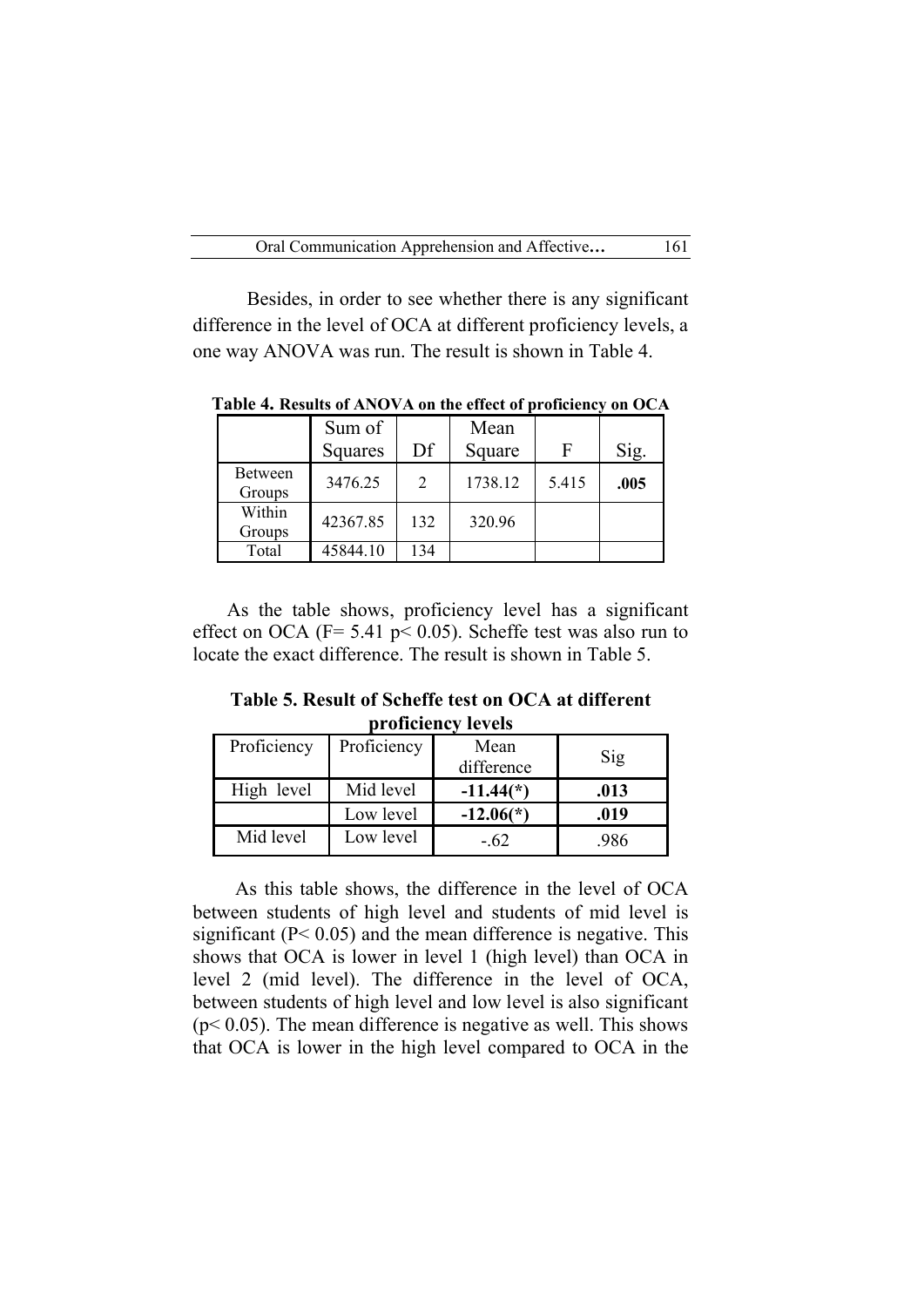Besides, in order to see whether there is any significant difference in the level of OCA at different proficiency levels, a one way ANOVA was run. The result is shown in Table 4.

**Table 4. Results of ANOVA on the effect of proficiency on OCA**

| | Sum of Squares | Df | Mean Square | F | Sig. |
|---|---|---|---|---|---|
| Between Groups | 3476.25 | 2 | 1738.12 | 5.415 | **.005** |
| Within Groups | 42367.85 | 132 | 320.96 | | |
| Total | 45844.10 | 134 | | | |

As the table shows, proficiency level has a significant effect on OCA ($F= 5.41$ $p< 0.05$). Scheffe test was also run to locate the exact difference. The result is shown in Table 5.

**Table 5. Result of Scheffe test on OCA at different proficiency levels**

| Proficiency | Proficiency | Mean difference | Sig |
|---|---|---|---|
| High level | Mid level | **-11.44(*)** | **.013** |
| | Low level | **-12.06(*)** | **.019** |
| Mid level | Low level | -.62 | .986 |

As this table shows, the difference in the level of OCA between students of high level and students of mid level is significant ($P< 0.05$) and the mean difference is negative. This shows that OCA is lower in level 1 (high level) than OCA in level 2 (mid level). The difference in the level of OCA, between students of high level and low level is also significant ($p< 0.05$). The mean difference is negative as well. This shows that OCA is lower in the high level compared to OCA in the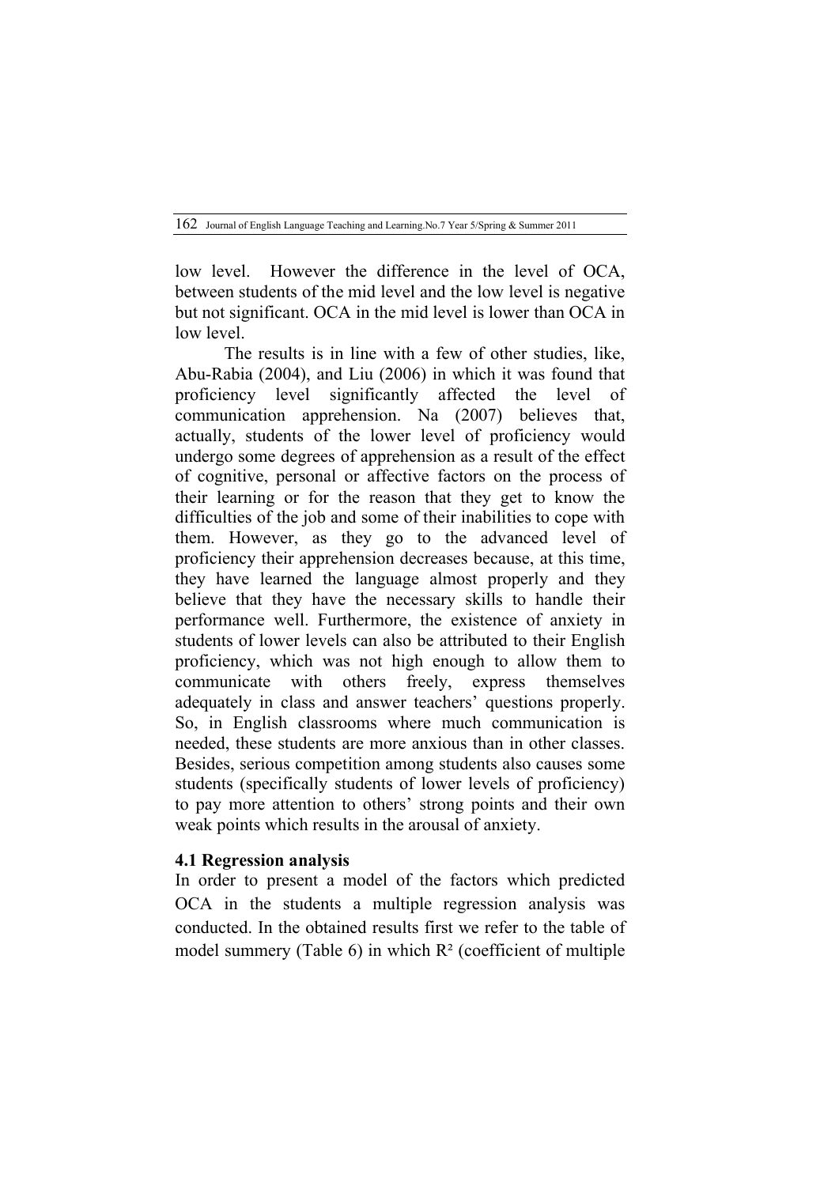low level. However the difference in the level of OCA, between students of the mid level and the low level is negative but not significant. OCA in the mid level is lower than OCA in low level.

The results is in line with a few of other studies, like, Abu-Rabia (2004), and Liu (2006) in which it was found that proficiency level significantly affected the level of communication apprehension. Na (2007) believes that, actually, students of the lower level of proficiency would undergo some degrees of apprehension as a result of the effect of cognitive, personal or affective factors on the process of their learning or for the reason that they get to know the difficulties of the job and some of their inabilities to cope with them. However, as they go to the advanced level of proficiency their apprehension decreases because, at this time, they have learned the language almost properly and they believe that they have the necessary skills to handle their performance well. Furthermore, the existence of anxiety in students of lower levels can also be attributed to their English proficiency, which was not high enough to allow them to communicate with others freely, express themselves adequately in class and answer teachers' questions properly. So, in English classrooms where much communication is needed, these students are more anxious than in other classes. Besides, serious competition among students also causes some students (specifically students of lower levels of proficiency) to pay more attention to others' strong points and their own weak points which results in the arousal of anxiety.

### 4.1 Regression analysis

In order to present a model of the factors which predicted OCA in the students a multiple regression analysis was conducted. In the obtained results first we refer to the table of model summery (Table 6) in which $R^2$ (coefficient of multiple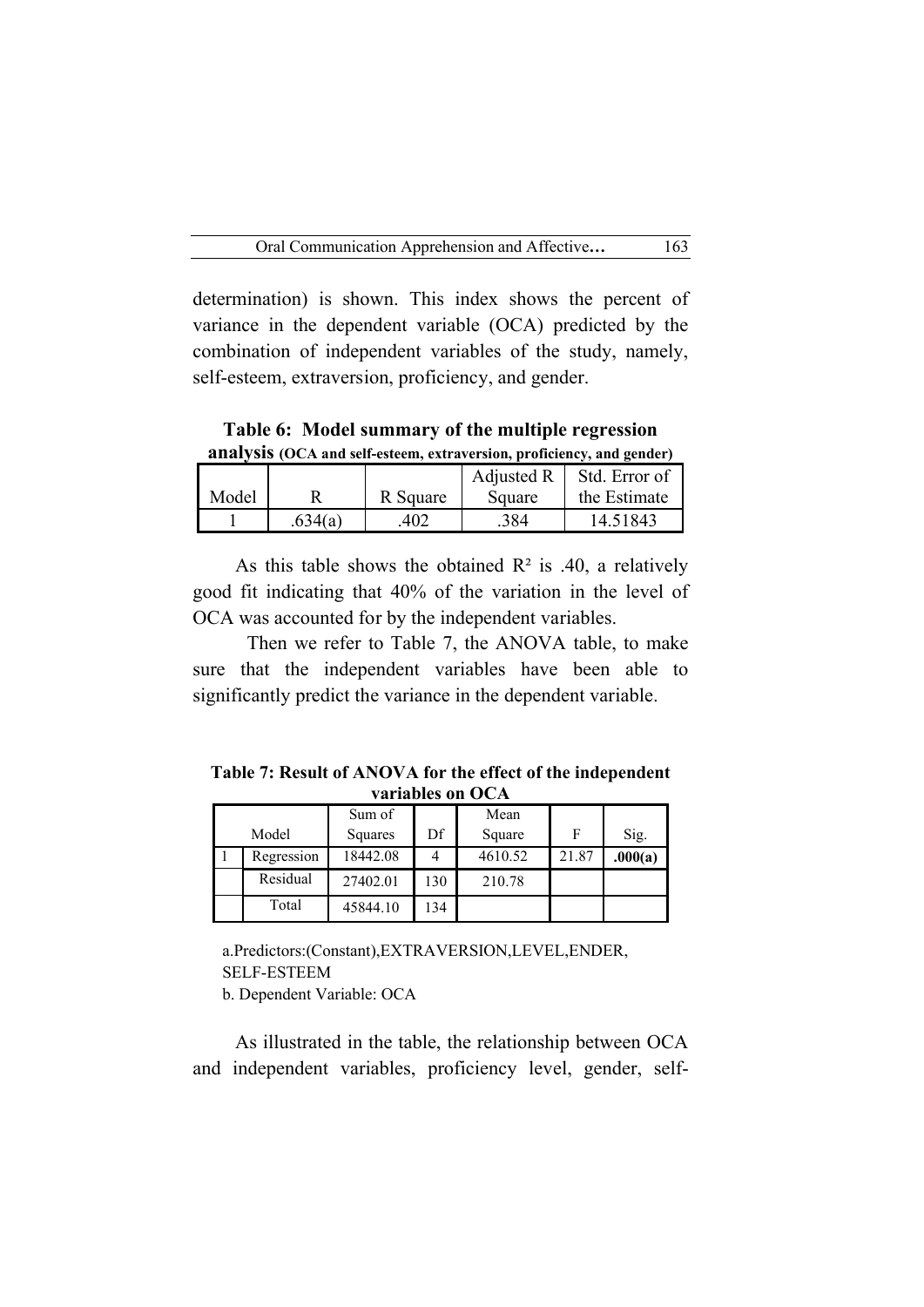determination) is shown. This index shows the percent of variance in the dependent variable (OCA) predicted by the combination of independent variables of the study, namely, self-esteem, extraversion, proficiency, and gender.

**Table 6: Model summary of the multiple regression analysis (OCA and self-esteem, extraversion, proficiency, and gender)**

| Model | R | R Square | Adjusted R Square | Std. Error of the Estimate |
|---|---|---|---|---|
| 1 | .634(a) | .402 | .384 | 14.51843 |

As this table shows the obtained $R^2$ is .40, a relatively good fit indicating that 40% of the variation in the level of OCA was accounted for by the independent variables.

Then we refer to Table 7, the ANOVA table, to make sure that the independent variables have been able to significantly predict the variance in the dependent variable.

**Table 7: Result of ANOVA for the effect of the independent variables on OCA**

| | Model | Sum of Squares | Df | Mean Square | F | Sig. |
|---|---|---|---|---|---|---|
| 1 | Regression | 18442.08 | 4 | 4610.52 | 21.87 | **.000(a)** |
| | Residual | 27402.01 | 130 | 210.78 | | |
| | Total | 45844.10 | 134 | | | |

a.Predictors:(Constant),EXTRAVERSION,LEVEL,ENDER, SELF-ESTEEM

b. Dependent Variable: OCA

As illustrated in the table, the relationship between OCA and independent variables, proficiency level, gender, self-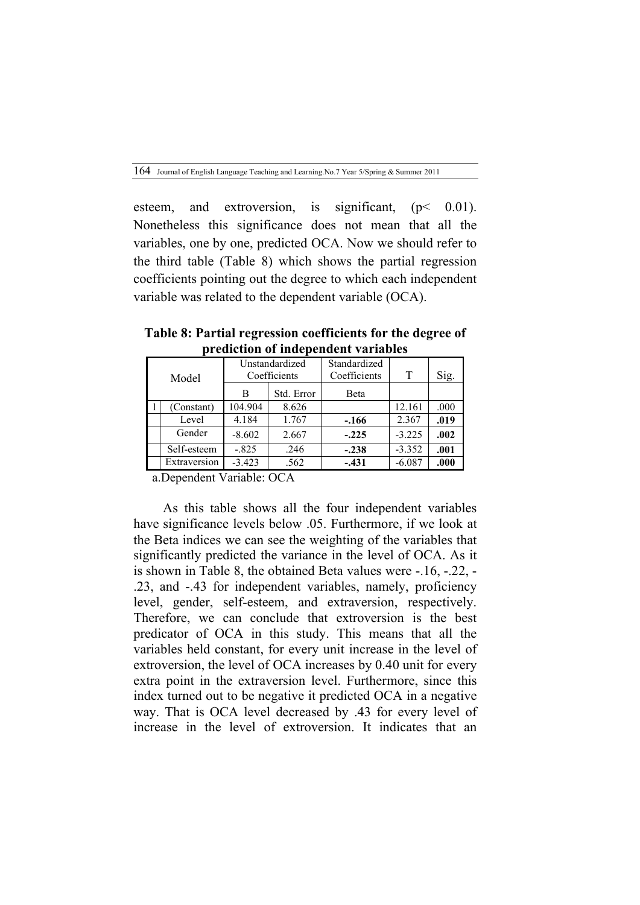esteem, and extroversion, is significant, ($p < 0.01$). Nonetheless this significance does not mean that all the variables, one by one, predicted OCA. Now we should refer to the third table (Table 8) which shows the partial regression coefficients pointing out the degree to which each independent variable was related to the dependent variable (OCA).

**Table 8: Partial regression coefficients for the degree of prediction of independent variables**

| | Model | Unstandardized Coefficients | | Standardized Coefficients | T | Sig. |
|---|---|---|---|---|---|---|
| | | B | Std. Error | Beta | | |
| 1 | (Constant) | 104.904 | 8.626 | | 12.161 | .000 |
| | Level | 4.184 | 1.767 | **-.166** | 2.367 | **.019** |
| | Gender | -8.602 | 2.667 | **-.225** | -3.225 | **.002** |
| | Self-esteem | -.825 | .246 | **-.238** | -3.352 | **.001** |
| | Extraversion | -3.423 | .562 | **-.431** | -6.087 | **.000** |

a.Dependent Variable: OCA

As this table shows all the four independent variables have significance levels below .05. Furthermore, if we look at the Beta indices we can see the weighting of the variables that significantly predicted the variance in the level of OCA. As it is shown in Table 8, the obtained Beta values were -.16, -.22, -.23, and -.43 for independent variables, namely, proficiency level, gender, self-esteem, and extraversion, respectively. Therefore, we can conclude that extroversion is the best predicator of OCA in this study. This means that all the variables held constant, for every unit increase in the level of extroversion, the level of OCA increases by 0.40 unit for every extra point in the extraversion level. Furthermore, since this index turned out to be negative it predicted OCA in a negative way. That is OCA level decreased by .43 for every level of increase in the level of extroversion. It indicates that an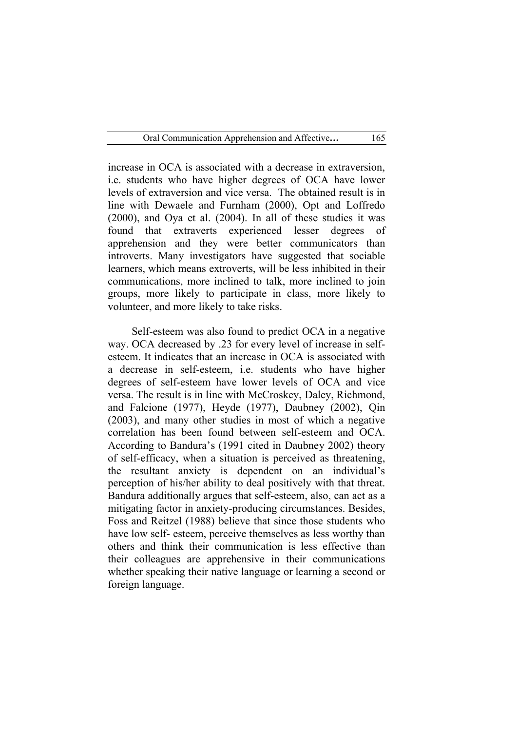increase in OCA is associated with a decrease in extraversion, i.e. students who have higher degrees of OCA have lower levels of extraversion and vice versa. The obtained result is in line with Dewaele and Furnham (2000), Opt and Loffredo (2000), and Oya et al. (2004). In all of these studies it was found that extraverts experienced lesser degrees of apprehension and they were better communicators than introverts. Many investigators have suggested that sociable learners, which means extroverts, will be less inhibited in their communications, more inclined to talk, more inclined to join groups, more likely to participate in class, more likely to volunteer, and more likely to take risks.

Self-esteem was also found to predict OCA in a negative way. OCA decreased by .23 for every level of increase in self-esteem. It indicates that an increase in OCA is associated with a decrease in self-esteem, i.e. students who have higher degrees of self-esteem have lower levels of OCA and vice versa. The result is in line with McCroskey, Daley, Richmond, and Falcione (1977), Heyde (1977), Daubney (2002), Qin (2003), and many other studies in most of which a negative correlation has been found between self-esteem and OCA. According to Bandura's (1991 cited in Daubney 2002) theory of self-efficacy, when a situation is perceived as threatening, the resultant anxiety is dependent on an individual's perception of his/her ability to deal positively with that threat. Bandura additionally argues that self-esteem, also, can act as a mitigating factor in anxiety-producing circumstances. Besides, Foss and Reitzel (1988) believe that since those students who have low self- esteem, perceive themselves as less worthy than others and think their communication is less effective than their colleagues are apprehensive in their communications whether speaking their native language or learning a second or foreign language.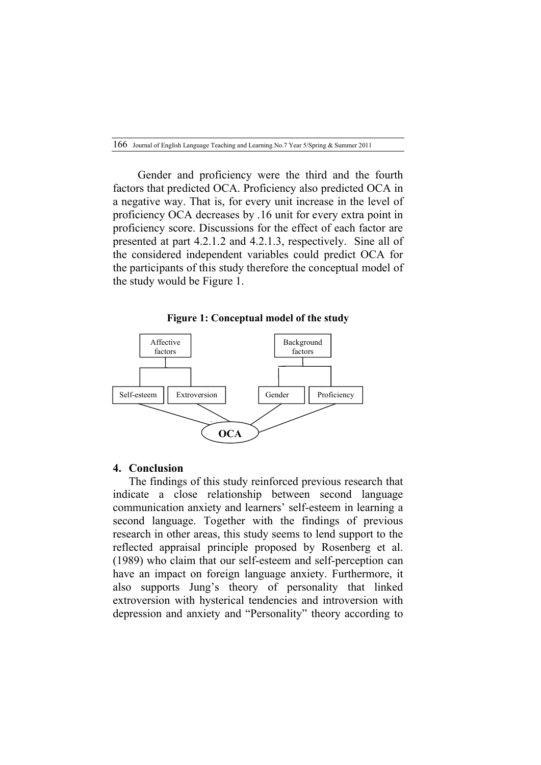Gender and proficiency were the third and the fourth factors that predicted OCA. Proficiency also predicted OCA in a negative way. That is, for every unit increase in the level of proficiency OCA decreases by .16 unit for every extra point in proficiency score. Discussions for the effect of each factor are presented at part 4.2.1.2 and 4.2.1.3, respectively. Sine all of the considered independent variables could predict OCA for the participants of this study therefore the conceptual model of the study would be Figure 1.

**Figure 1: Conceptual model of the study**

## 4. Conclusion

The findings of this study reinforced previous research that indicate a close relationship between second language communication anxiety and learners' self-esteem in learning a second language. Together with the findings of previous research in other areas, this study seems to lend support to the reflected appraisal principle proposed by Rosenberg et al. (1989) who claim that our self-esteem and self-perception can have an impact on foreign language anxiety. Furthermore, it also supports Jung's theory of personality that linked extroversion with hysterical tendencies and introversion with depression and anxiety and "Personality" theory according to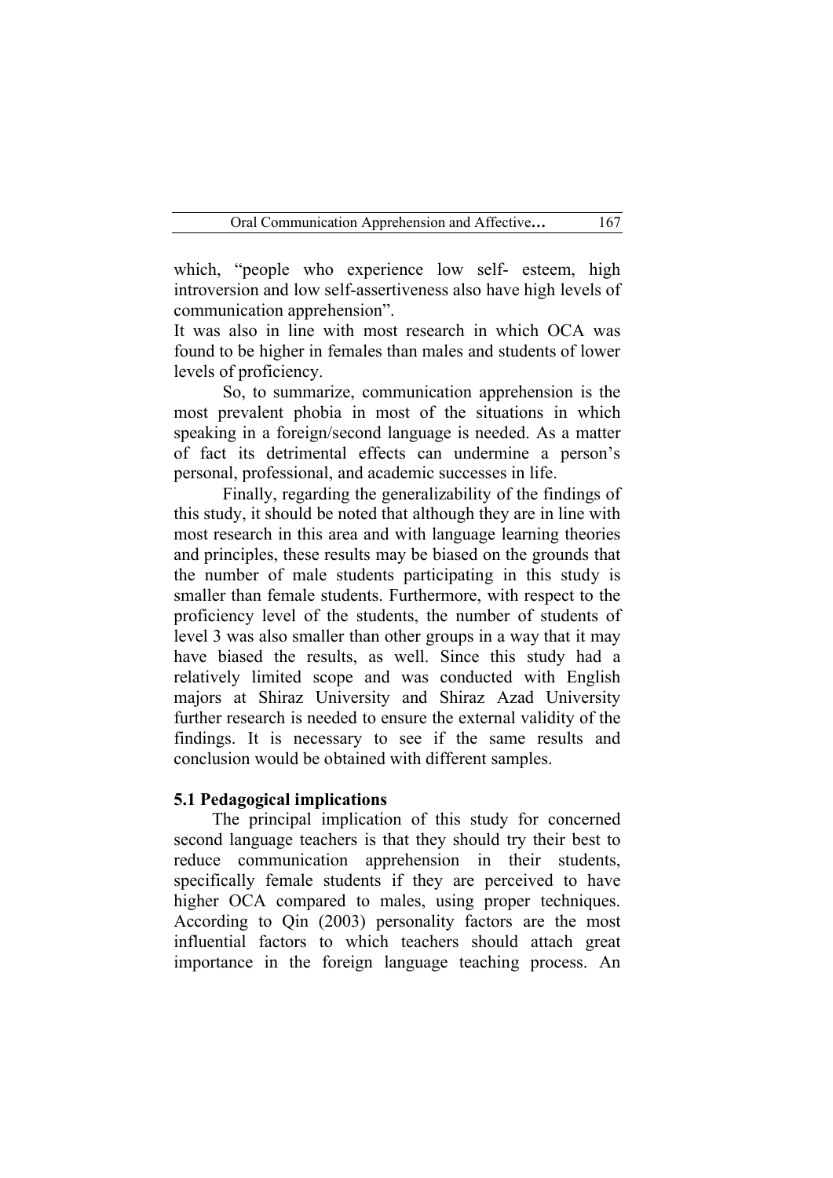which, "people who experience low self- esteem, high introversion and low self-assertiveness also have high levels of communication apprehension".

It was also in line with most research in which OCA was found to be higher in females than males and students of lower levels of proficiency.

So, to summarize, communication apprehension is the most prevalent phobia in most of the situations in which speaking in a foreign/second language is needed. As a matter of fact its detrimental effects can undermine a person's personal, professional, and academic successes in life.

Finally, regarding the generalizability of the findings of this study, it should be noted that although they are in line with most research in this area and with language learning theories and principles, these results may be biased on the grounds that the number of male students participating in this study is smaller than female students. Furthermore, with respect to the proficiency level of the students, the number of students of level 3 was also smaller than other groups in a way that it may have biased the results, as well. Since this study had a relatively limited scope and was conducted with English majors at Shiraz University and Shiraz Azad University further research is needed to ensure the external validity of the findings. It is necessary to see if the same results and conclusion would be obtained with different samples.

### 5.1 Pedagogical implications

The principal implication of this study for concerned second language teachers is that they should try their best to reduce communication apprehension in their students, specifically female students if they are perceived to have higher OCA compared to males, using proper techniques. According to Qin (2003) personality factors are the most influential factors to which teachers should attach great importance in the foreign language teaching process. An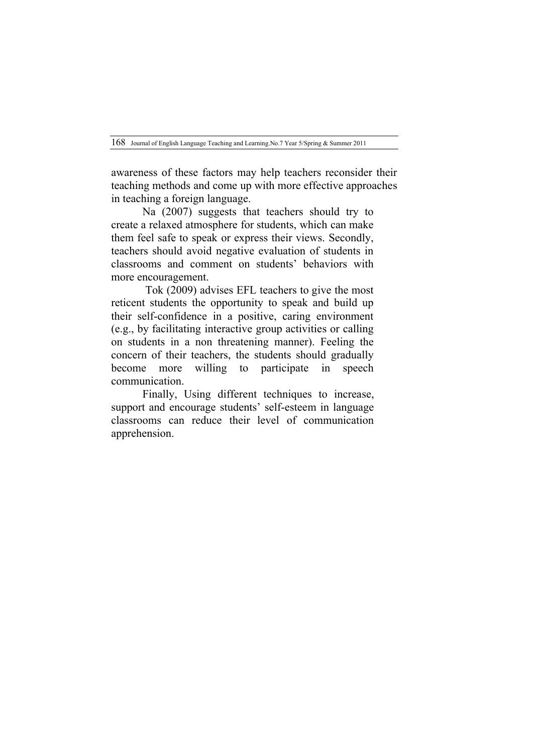awareness of these factors may help teachers reconsider their teaching methods and come up with more effective approaches in teaching a foreign language.

Na (2007) suggests that teachers should try to create a relaxed atmosphere for students, which can make them feel safe to speak or express their views. Secondly, teachers should avoid negative evaluation of students in classrooms and comment on students' behaviors with more encouragement.

Tok (2009) advises EFL teachers to give the most reticent students the opportunity to speak and build up their self-confidence in a positive, caring environment (e.g., by facilitating interactive group activities or calling on students in a non threatening manner). Feeling the concern of their teachers, the students should gradually become more willing to participate in speech communication.

Finally, Using different techniques to increase, support and encourage students' self-esteem in language classrooms can reduce their level of communication apprehension.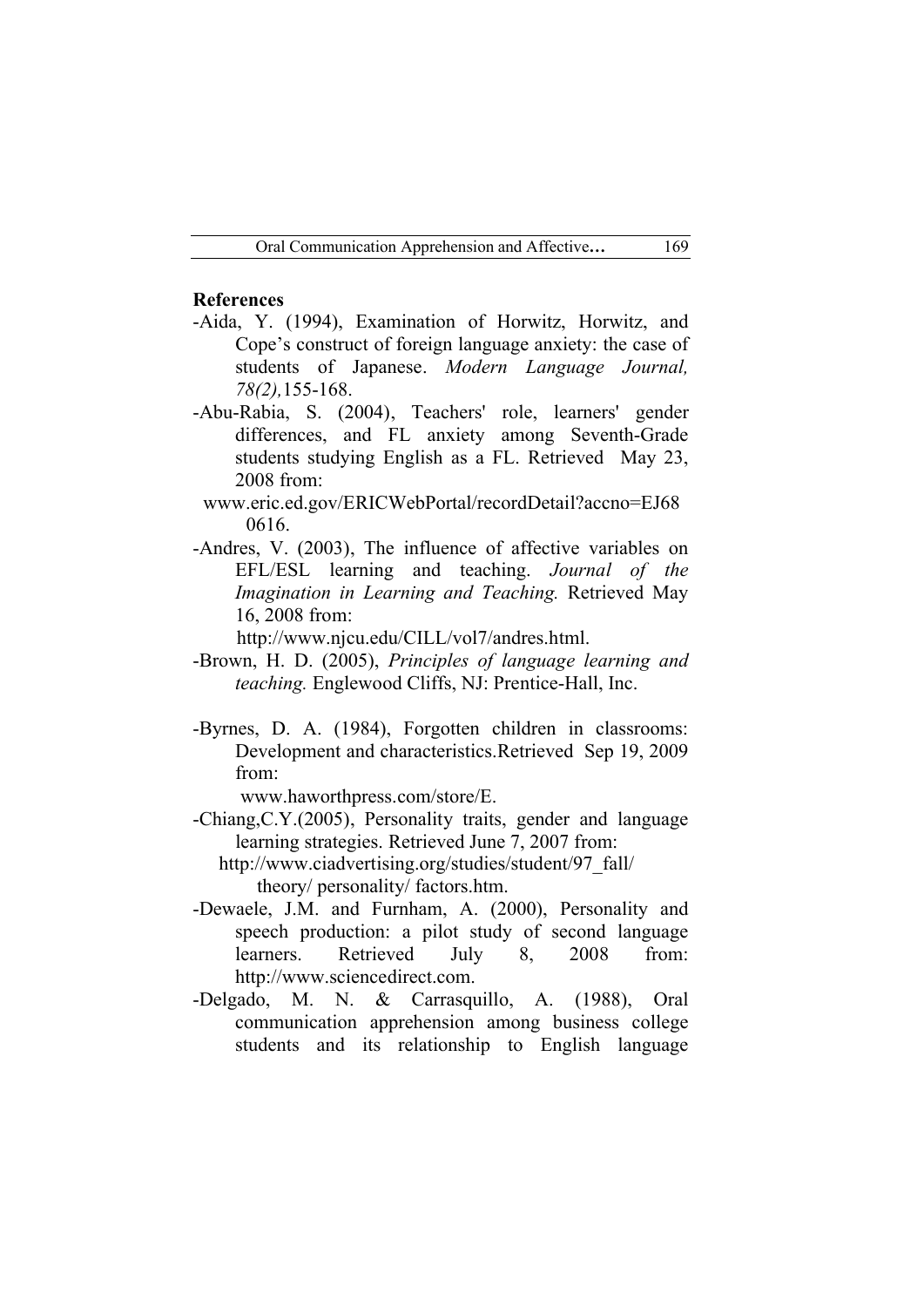**References**

-Aida, Y. (1994), Examination of Horwitz, Horwitz, and Cope's construct of foreign language anxiety: the case of students of Japanese. *Modern Language Journal, 78(2),*155-168.

-Abu-Rabia, S. (2004), Teachers' role, learners' gender differences, and FL anxiety among Seventh-Grade students studying English as a FL. Retrieved May 23, 2008 from:
www.eric.ed.gov/ERICWebPortal/recordDetail?accno=EJ680616.

-Andres, V. (2003), The influence of affective variables on EFL/ESL learning and teaching. *Journal of the Imagination in Learning and Teaching.* Retrieved May 16, 2008 from:
http://www.njcu.edu/CILL/vol7/andres.html.

-Brown, H. D. (2005), *Principles of language learning and teaching.* Englewood Cliffs, NJ: Prentice-Hall, Inc.

-Byrnes, D. A. (1984), Forgotten children in classrooms: Development and characteristics.Retrieved Sep 19, 2009 from:
www.haworthpress.com/store/E.

-Chiang,C.Y.(2005), Personality traits, gender and language learning strategies. Retrieved June 7, 2007 from:
http://www.ciadvertising.org/studies/student/97_fall/ theory/ personality/ factors.htm.

-Dewaele, J.M. and Furnham, A. (2000), Personality and speech production: a pilot study of second language learners. Retrieved July 8, 2008 from: http://www.sciencedirect.com.

-Delgado, M. N. & Carrasquillo, A. (1988), Oral communication apprehension among business college students and its relationship to English language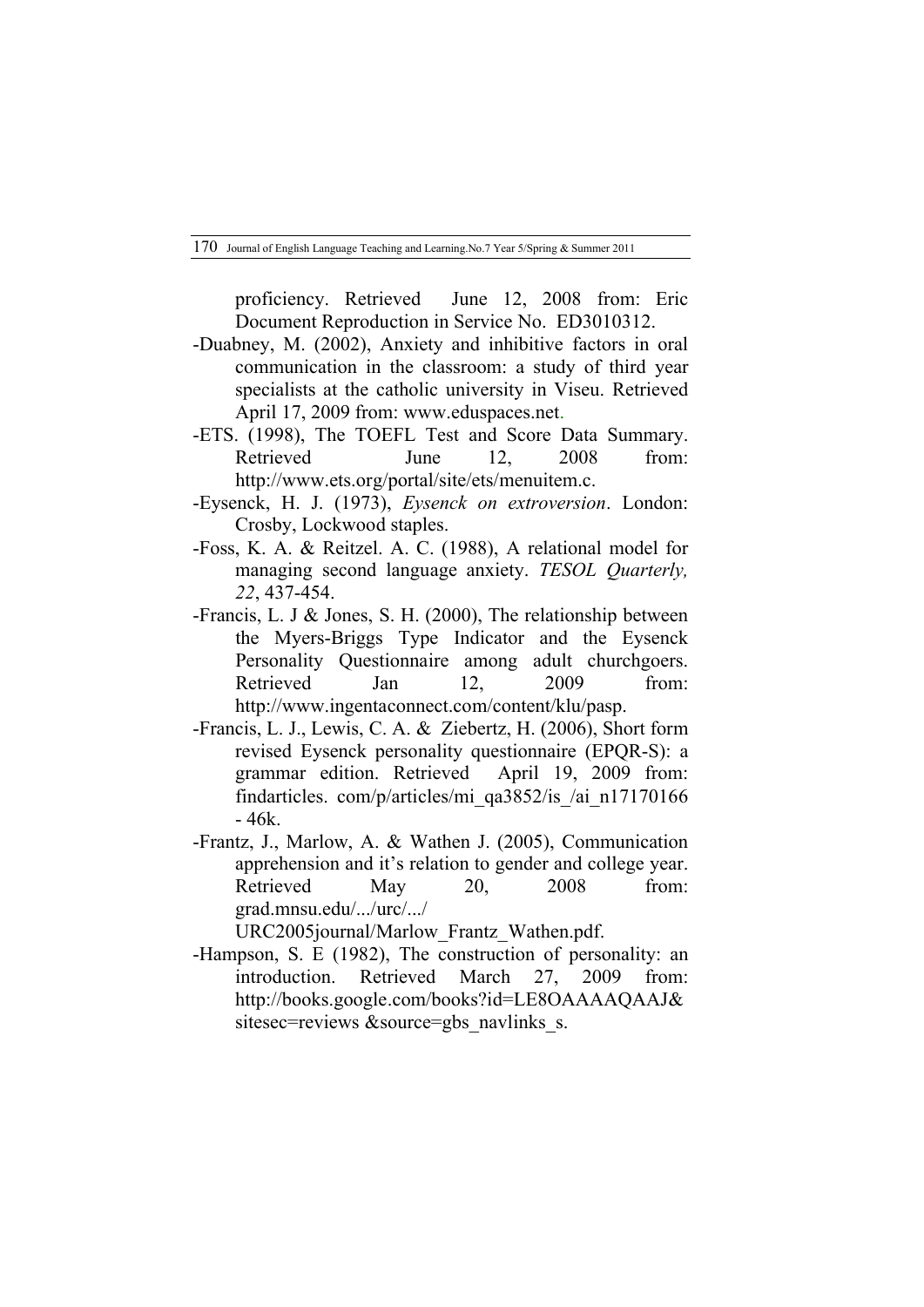proficiency. Retrieved June 12, 2008 from: Eric Document Reproduction in Service No. ED3010312.

-Duabney, M. (2002), Anxiety and inhibitive factors in oral communication in the classroom: a study of third year specialists at the catholic university in Viseu. Retrieved April 17, 2009 from: www.eduspaces.net.

-ETS. (1998), The TOEFL Test and Score Data Summary. Retrieved June 12, 2008 from: http://www.ets.org/portal/site/ets/menuitem.c.

-Eysenck, H. J. (1973), *Eysenck on extroversion*. London: Crosby, Lockwood staples.

-Foss, K. A. & Reitzel. A. C. (1988), A relational model for managing second language anxiety. *TESOL Quarterly, 22*, 437-454.

-Francis, L. J & Jones, S. H. (2000), The relationship between the Myers-Briggs Type Indicator and the Eysenck Personality Questionnaire among adult churchgoers. Retrieved Jan 12, 2009 from: http://www.ingentaconnect.com/content/klu/pasp.

-Francis, L. J., Lewis, C. A. & Ziebertz, H. (2006), Short form revised Eysenck personality questionnaire (EPQR-S): a grammar edition. Retrieved April 19, 2009 from: findarticles. com/p/articles/mi_qa3852/is_/ai_n17170166 - 46k.

-Frantz, J., Marlow, A. & Wathen J. (2005), Communication apprehension and it's relation to gender and college year. Retrieved May 20, 2008 from: grad.mnsu.edu/.../urc/.../ URC2005journal/Marlow_Frantz_Wathen.pdf.

-Hampson, S. E (1982), The construction of personality: an introduction. Retrieved March 27, 2009 from: http://books.google.com/books?id=LE8OAAAAQAAJ& sitesec=reviews &source=gbs_navlinks_s.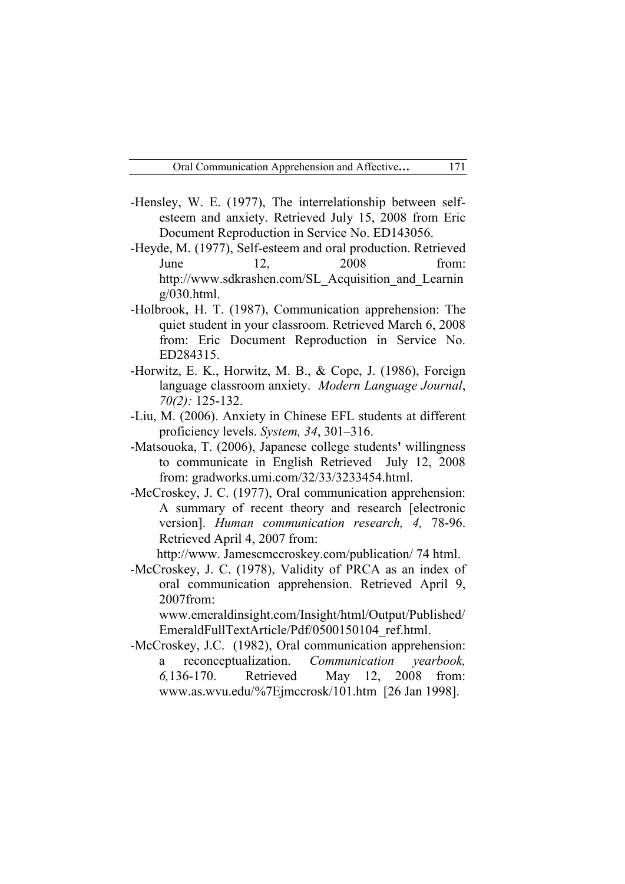-Hensley, W. E. (1977), The interrelationship between self-esteem and anxiety. Retrieved July 15, 2008 from Eric Document Reproduction in Service No. ED143056.

-Heyde, M. (1977), Self-esteem and oral production. Retrieved June 12, 2008 from: http://www.sdkrashen.com/SL_Acquisition_and_Learning/030.html.

-Holbrook, H. T. (1987), Communication apprehension: The quiet student in your classroom. Retrieved March 6, 2008 from: Eric Document Reproduction in Service No. ED284315.

-Horwitz, E. K., Horwitz, M. B., & Cope, J. (1986), Foreign language classroom anxiety. *Modern Language Journal*, *70(2):* 125-132.

-Liu, M. (2006). Anxiety in Chinese EFL students at different proficiency levels. *System, 34*, 301–316.

-Matsouoka, T. (2006), Japanese college students' willingness to communicate in English Retrieved July 12, 2008 from: gradworks.umi.com/32/33/3233454.html.

-McCroskey, J. C. (1977), Oral communication apprehension: A summary of recent theory and research [electronic version]. *Human communication research, 4,* 78-96. Retrieved April 4, 2007 from: http://www. Jamescmccroskey.com/publication/ 74 html.

-McCroskey, J. C. (1978), Validity of PRCA as an index of oral communication apprehension. Retrieved April 9, 2007from: www.emeraldinsight.com/Insight/html/Output/Published/EmeraldFullTextArticle/Pdf/0500150104_ref.html.

-McCroskey, J.C. (1982), Oral communication apprehension: a reconceptualization. *Communication yearbook, 6,*136-170. Retrieved May 12, 2008 from: www.as.wvu.edu/%7Ejmccrosk/101.htm [26 Jan 1998].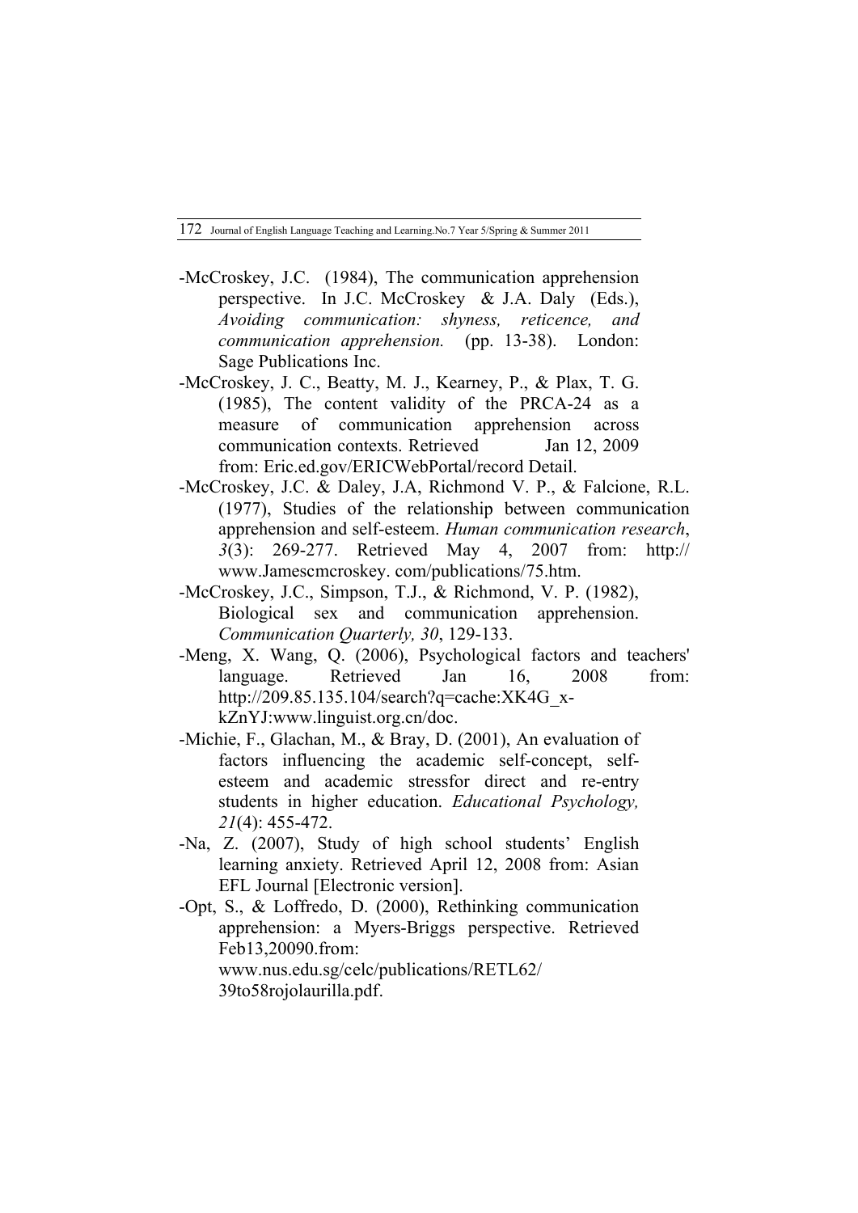-McCroskey, J.C. (1984), The communication apprehension perspective. In J.C. McCroskey & J.A. Daly (Eds.), *Avoiding communication: shyness, reticence, and communication apprehension.* (pp. 13-38). London: Sage Publications Inc.

-McCroskey, J. C., Beatty, M. J., Kearney, P., & Plax, T. G. (1985), The content validity of the PRCA-24 as a measure of communication apprehension across communication contexts. Retrieved Jan 12, 2009 from: Eric.ed.gov/ERICWebPortal/record Detail.

-McCroskey, J.C. & Daley, J.A, Richmond V. P., & Falcione, R.L. (1977), Studies of the relationship between communication apprehension and self-esteem. *Human communication research*, *3*(3): 269-277. Retrieved May 4, 2007 from: http:// www.Jamescmcroskey. com/publications/75.htm.

-McCroskey, J.C., Simpson, T.J., & Richmond, V. P. (1982), Biological sex and communication apprehension. *Communication Quarterly, 30*, 129-133.

-Meng, X. Wang, Q. (2006), Psychological factors and teachers' language. Retrieved Jan 16, 2008 from: http://209.85.135.104/search?q=cache:XK4G_x-kZnYJ:www.linguist.org.cn/doc.

-Michie, F., Glachan, M., & Bray, D. (2001), An evaluation of factors influencing the academic self-concept, self-esteem and academic stressfor direct and re-entry students in higher education. *Educational Psychology, 21*(4): 455-472.

-Na, Z. (2007), Study of high school students' English learning anxiety. Retrieved April 12, 2008 from: Asian EFL Journal [Electronic version].

-Opt, S., & Loffredo, D. (2000), Rethinking communication apprehension: a Myers-Briggs perspective. Retrieved Feb13,20090.from: www.nus.edu.sg/celc/publications/RETL62/ 39to58rojolaurilla.pdf.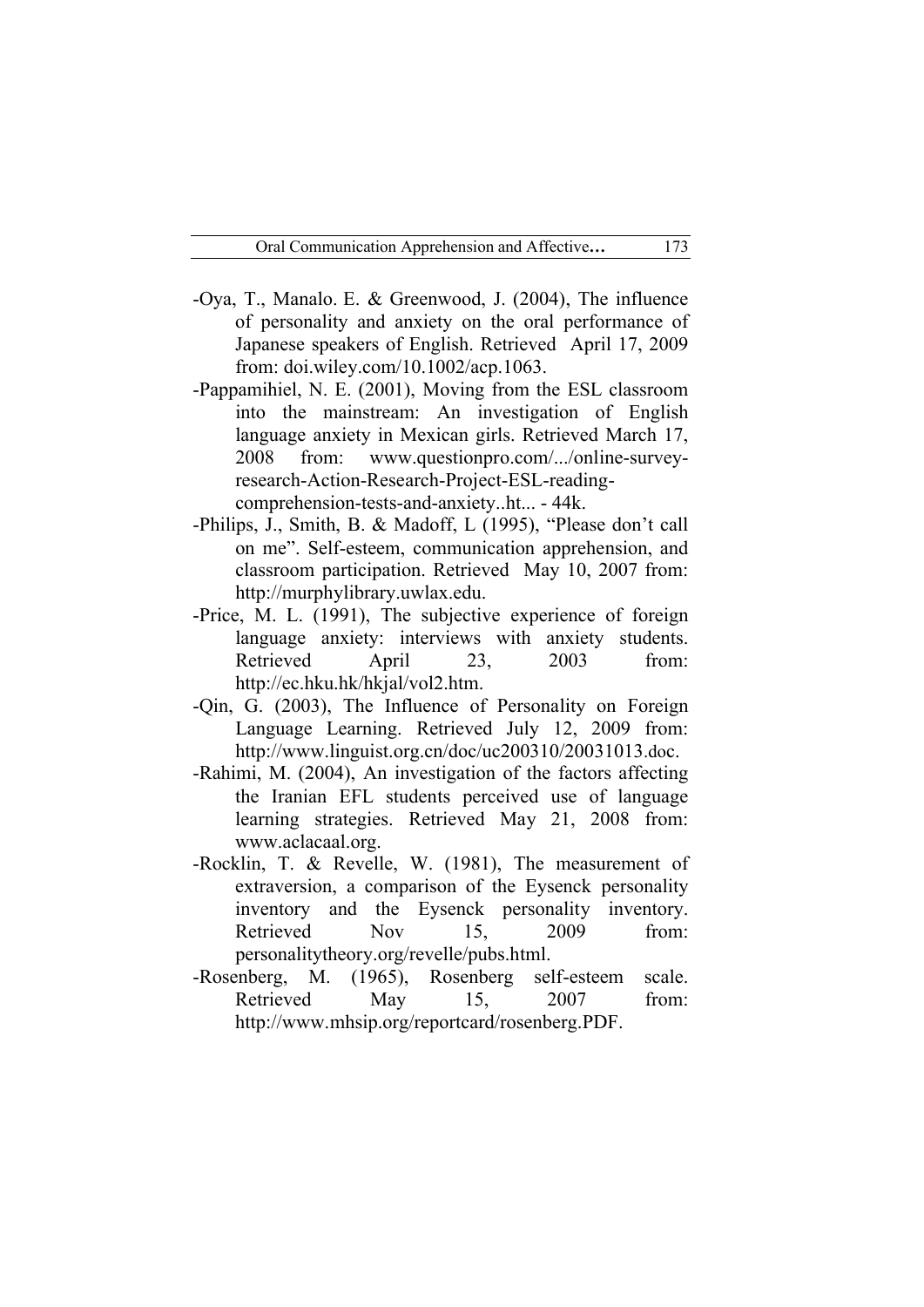-Oya, T., Manalo. E. & Greenwood, J. (2004), The influence of personality and anxiety on the oral performance of Japanese speakers of English. Retrieved April 17, 2009 from: doi.wiley.com/10.1002/acp.1063.

-Pappamihiel, N. E. (2001), Moving from the ESL classroom into the mainstream: An investigation of English language anxiety in Mexican girls. Retrieved March 17, 2008 from: www.questionpro.com/.../online-survey-research-Action-Research-Project-ESL-reading-comprehension-tests-and-anxiety..ht... - 44k.

-Philips, J., Smith, B. & Madoff, L (1995), "Please don't call on me". Self-esteem, communication apprehension, and classroom participation. Retrieved May 10, 2007 from: http://murphylibrary.uwlax.edu.

-Price, M. L. (1991), The subjective experience of foreign language anxiety: interviews with anxiety students. Retrieved April 23, 2003 from: http://ec.hku.hk/hkjal/vol2.htm.

-Qin, G. (2003), The Influence of Personality on Foreign Language Learning. Retrieved July 12, 2009 from: http://www.linguist.org.cn/doc/uc200310/20031013.doc.

-Rahimi, M. (2004), An investigation of the factors affecting the Iranian EFL students perceived use of language learning strategies. Retrieved May 21, 2008 from: www.aclacaal.org.

-Rocklin, T. & Revelle, W. (1981), The measurement of extraversion, a comparison of the Eysenck personality inventory and the Eysenck personality inventory. Retrieved Nov 15, 2009 from: personalitytheory.org/revelle/pubs.html.

-Rosenberg, M. (1965), Rosenberg self-esteem scale. Retrieved May 15, 2007 from: http://www.mhsip.org/reportcard/rosenberg.PDF.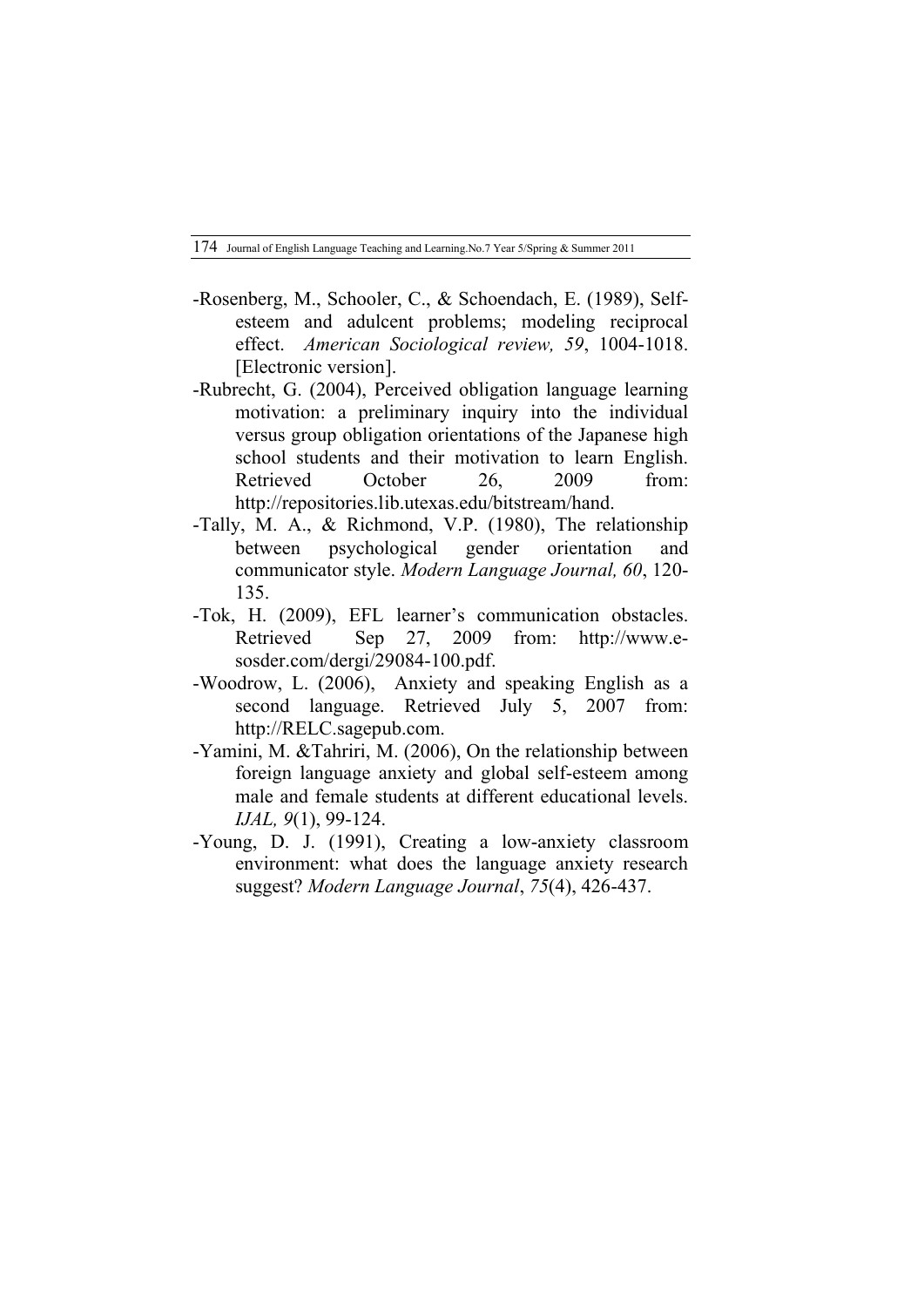-Rosenberg, M., Schooler, C., & Schoendach, E. (1989), Self-esteem and adulcent problems; modeling reciprocal effect. *American Sociological review, 59*, 1004-1018. [Electronic version].

-Rubrecht, G. (2004), Perceived obligation language learning motivation: a preliminary inquiry into the individual versus group obligation orientations of the Japanese high school students and their motivation to learn English. Retrieved October 26, 2009 from: http://repositories.lib.utexas.edu/bitstream/hand.

-Tally, M. A., & Richmond, V.P. (1980), The relationship between psychological gender orientation and communicator style. *Modern Language Journal, 60*, 120-135.

-Tok, H. (2009), EFL learner's communication obstacles. Retrieved Sep 27, 2009 from: http://www.e-sosder.com/dergi/29084-100.pdf.

-Woodrow, L. (2006), Anxiety and speaking English as a second language. Retrieved July 5, 2007 from: http://RELC.sagepub.com.

-Yamini, M. &Tahriri, M. (2006), On the relationship between foreign language anxiety and global self-esteem among male and female students at different educational levels. *IJAL, 9*(1), 99-124.

-Young, D. J. (1991), Creating a low-anxiety classroom environment: what does the language anxiety research suggest? *Modern Language Journal*, *75*(4), 426-437.